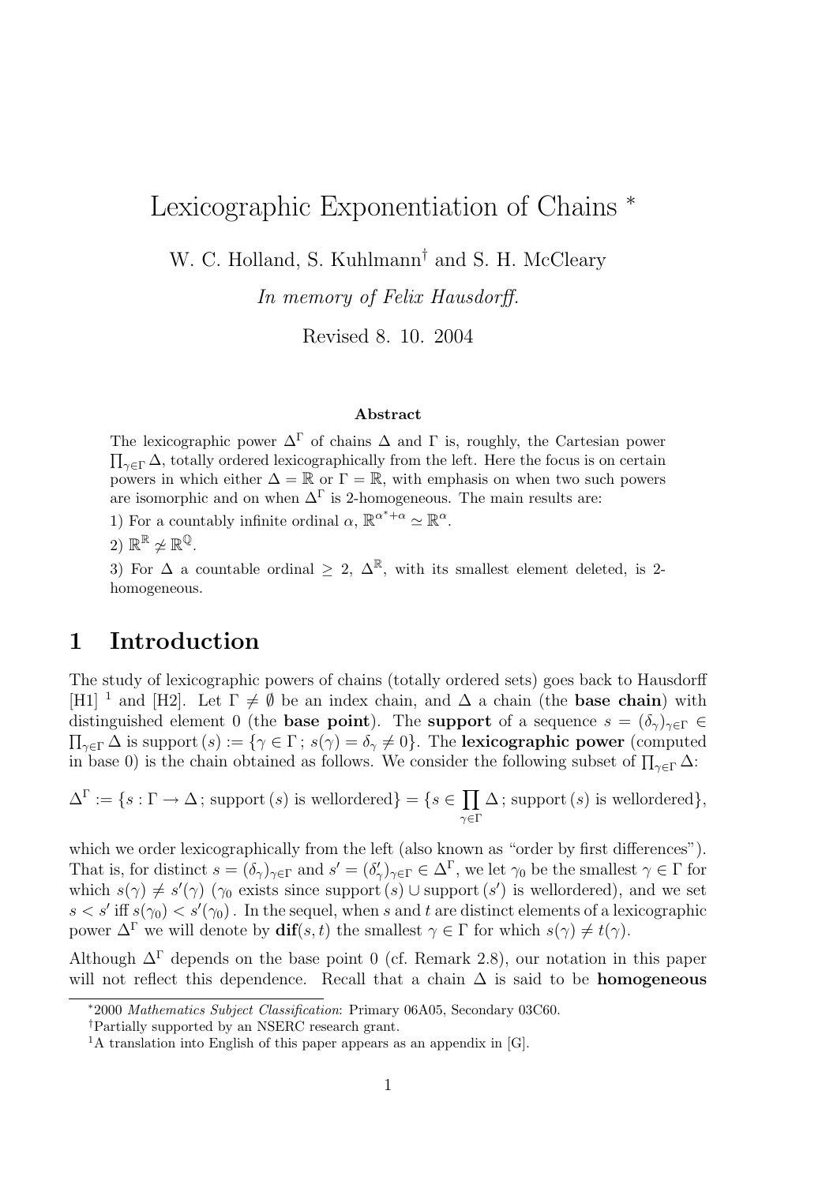# Lexicographic Exponentiation of Chains *

W. C. Holland, S. Kuhlmann[†] and S. H. McCleary

*In memory of Felix Hausdorff.*

Revised 8. 10. 2004

### Abstract

The lexicographic power $\Delta^\Gamma$ of chains $\Delta$ and $\Gamma$ is, roughly, the Cartesian power $\prod_{\gamma\in\Gamma}\Delta$, totally ordered lexicographically from the left. Here the focus is on certain powers in which either $\Delta = \mathbb{R}$ or $\Gamma = \mathbb{R}$, with emphasis on when two such powers are isomorphic and on when $\Delta^\Gamma$ is 2-homogeneous. The main results are:

1) For a countably infinite ordinal $\alpha$, $\mathbb{R}^{\alpha^*+\alpha} \simeq \mathbb{R}^\alpha$.

2) $\mathbb{R}^\mathbb{R} \not\simeq \mathbb{R}^\mathbb{Q}$.

3) For $\Delta$ a countable ordinal $\geq 2$, $\Delta^\mathbb{R}$, with its smallest element deleted, is 2-homogeneous.

## 1 Introduction

The study of lexicographic powers of chains (totally ordered sets) goes back to Hausdorff [H1] [1] and [H2]. Let $\Gamma \neq \emptyset$ be an index chain, and $\Delta$ a chain (the **base chain**) with distinguished element 0 (the **base point**). The **support** of a sequence $s = (\delta_\gamma)_{\gamma\in\Gamma} \in \prod_{\gamma\in\Gamma}\Delta$ is support $(s) := \{\gamma \in \Gamma\,;\, s(\gamma) = \delta_\gamma \neq 0\}$. The **lexicographic power** (computed in base 0) is the chain obtained as follows. We consider the following subset of $\prod_{\gamma\in\Gamma}\Delta$:

$$\Delta^\Gamma := \{s : \Gamma \to \Delta\,;\, \text{support}\,(s) \text{ is wellordered}\} = \{s \in \prod_{\gamma\in\Gamma}\Delta\,;\, \text{support}\,(s) \text{ is wellordered}\},$$

which we order lexicographically from the left (also known as "order by first differences"). That is, for distinct $s = (\delta_\gamma)_{\gamma\in\Gamma}$ and $s' = (\delta'_\gamma)_{\gamma\in\Gamma} \in \Delta^\Gamma$, we let $\gamma_0$ be the smallest $\gamma \in \Gamma$ for which $s(\gamma) \neq s'(\gamma)$ ($\gamma_0$ exists since support $(s) \cup$ support $(s')$ is wellordered), and we set $s < s'$ iff $s(\gamma_0) < s'(\gamma_0)$. In the sequel, when $s$ and $t$ are distinct elements of a lexicographic power $\Delta^\Gamma$ we will denote by $\mathbf{dif}(s,t)$ the smallest $\gamma \in \Gamma$ for which $s(\gamma) \neq t(\gamma)$.

Although $\Delta^\Gamma$ depends on the base point 0 (cf. Remark 2.8), our notation in this paper will not reflect this dependence. Recall that a chain $\Delta$ is said to be **homogeneous**

---

*2000 *Mathematics Subject Classification*: Primary 06A05, Secondary 03C60.

[†]Partially supported by an NSERC research grant.

[1]A translation into English of this paper appears as an appendix in [G].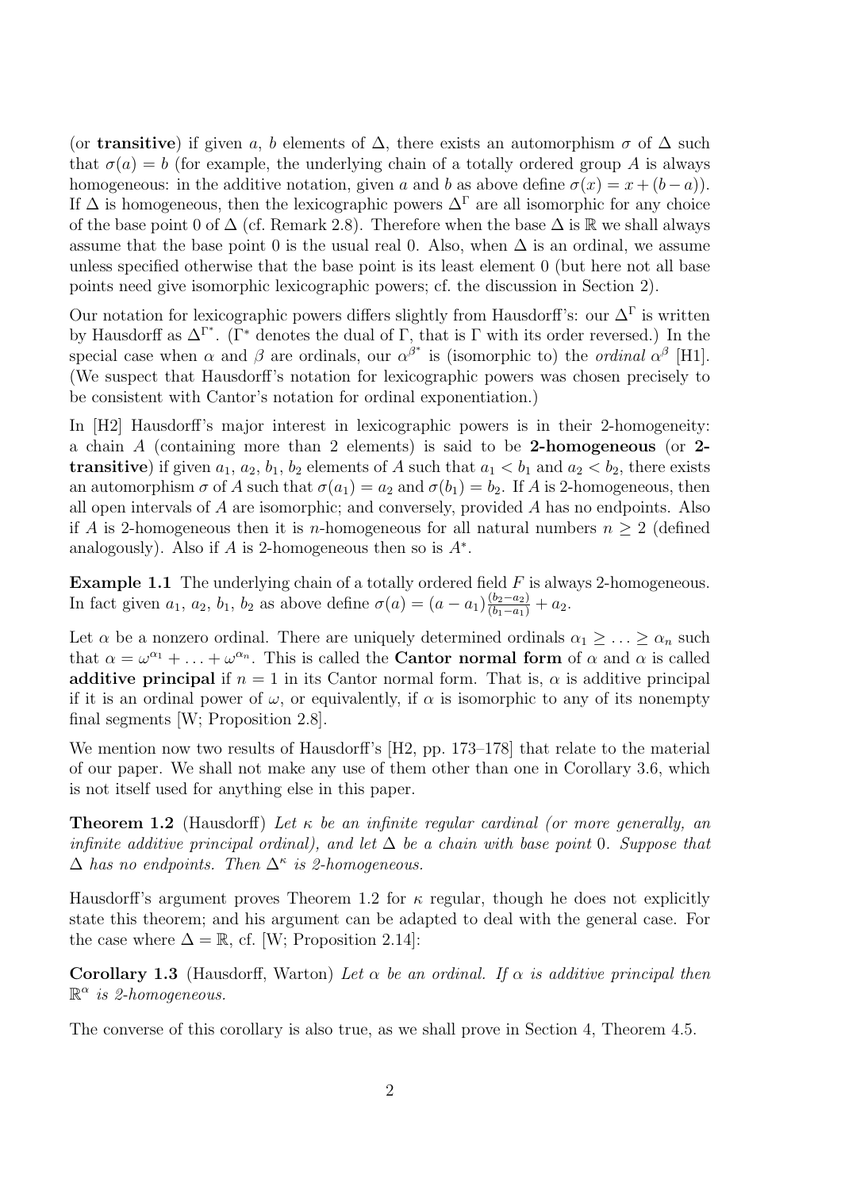(or **transitive**) if given $a$, $b$ elements of $\Delta$, there exists an automorphism $\sigma$ of $\Delta$ such that $\sigma(a) = b$ (for example, the underlying chain of a totally ordered group $A$ is always homogeneous: in the additive notation, given $a$ and $b$ as above define $\sigma(x) = x + (b - a)$). If $\Delta$ is homogeneous, then the lexicographic powers $\Delta^\Gamma$ are all isomorphic for any choice of the base point 0 of $\Delta$ (cf. Remark 2.8). Therefore when the base $\Delta$ is $\mathbb{R}$ we shall always assume that the base point 0 is the usual real 0. Also, when $\Delta$ is an ordinal, we assume unless specified otherwise that the base point is its least element 0 (but here not all base points need give isomorphic lexicographic powers; cf. the discussion in Section 2).

Our notation for lexicographic powers differs slightly from Hausdorff's: our $\Delta^\Gamma$ is written by Hausdorff as $\Delta^{\Gamma^*}$. ($\Gamma^*$ denotes the dual of $\Gamma$, that is $\Gamma$ with its order reversed.) In the special case when $\alpha$ and $\beta$ are ordinals, our $\alpha^{\beta^*}$ is (isomorphic to) the *ordinal* $\alpha^\beta$ [H1]. (We suspect that Hausdorff's notation for lexicographic powers was chosen precisely to be consistent with Cantor's notation for ordinal exponentiation.)

In [H2] Hausdorff's major interest in lexicographic powers is in their 2-homogeneity: a chain $A$ (containing more than 2 elements) is said to be **2-homogeneous** (or **2-transitive**) if given $a_1$, $a_2$, $b_1$, $b_2$ elements of $A$ such that $a_1 < b_1$ and $a_2 < b_2$, there exists an automorphism $\sigma$ of $A$ such that $\sigma(a_1) = a_2$ and $\sigma(b_1) = b_2$. If $A$ is 2-homogeneous, then all open intervals of $A$ are isomorphic; and conversely, provided $A$ has no endpoints. Also if $A$ is 2-homogeneous then it is $n$-homogeneous for all natural numbers $n \geq 2$ (defined analogously). Also if $A$ is 2-homogeneous then so is $A^*$.

**Example 1.1** The underlying chain of a totally ordered field $F$ is always 2-homogeneous. In fact given $a_1$, $a_2$, $b_1$, $b_2$ as above define $\sigma(a) = (a - a_1)\frac{(b_2 - a_2)}{(b_1 - a_1)} + a_2$.

Let $\alpha$ be a nonzero ordinal. There are uniquely determined ordinals $\alpha_1 \geq \ldots \geq \alpha_n$ such that $\alpha = \omega^{\alpha_1} + \ldots + \omega^{\alpha_n}$. This is called the **Cantor normal form** of $\alpha$ and $\alpha$ is called **additive principal** if $n = 1$ in its Cantor normal form. That is, $\alpha$ is additive principal if it is an ordinal power of $\omega$, or equivalently, if $\alpha$ is isomorphic to any of its nonempty final segments [W; Proposition 2.8].

We mention now two results of Hausdorff's [H2, pp. 173–178] that relate to the material of our paper. We shall not make any use of them other than one in Corollary 3.6, which is not itself used for anything else in this paper.

**Theorem 1.2** (Hausdorff) *Let $\kappa$ be an infinite regular cardinal (or more generally, an infinite additive principal ordinal), and let $\Delta$ be a chain with base point 0. Suppose that $\Delta$ has no endpoints. Then $\Delta^\kappa$ is 2-homogeneous.*

Hausdorff's argument proves Theorem 1.2 for $\kappa$ regular, though he does not explicitly state this theorem; and his argument can be adapted to deal with the general case. For the case where $\Delta = \mathbb{R}$, cf. [W; Proposition 2.14]:

**Corollary 1.3** (Hausdorff, Warton) *Let $\alpha$ be an ordinal. If $\alpha$ is additive principal then $\mathbb{R}^\alpha$ is 2-homogeneous.*

The converse of this corollary is also true, as we shall prove in Section 4, Theorem 4.5.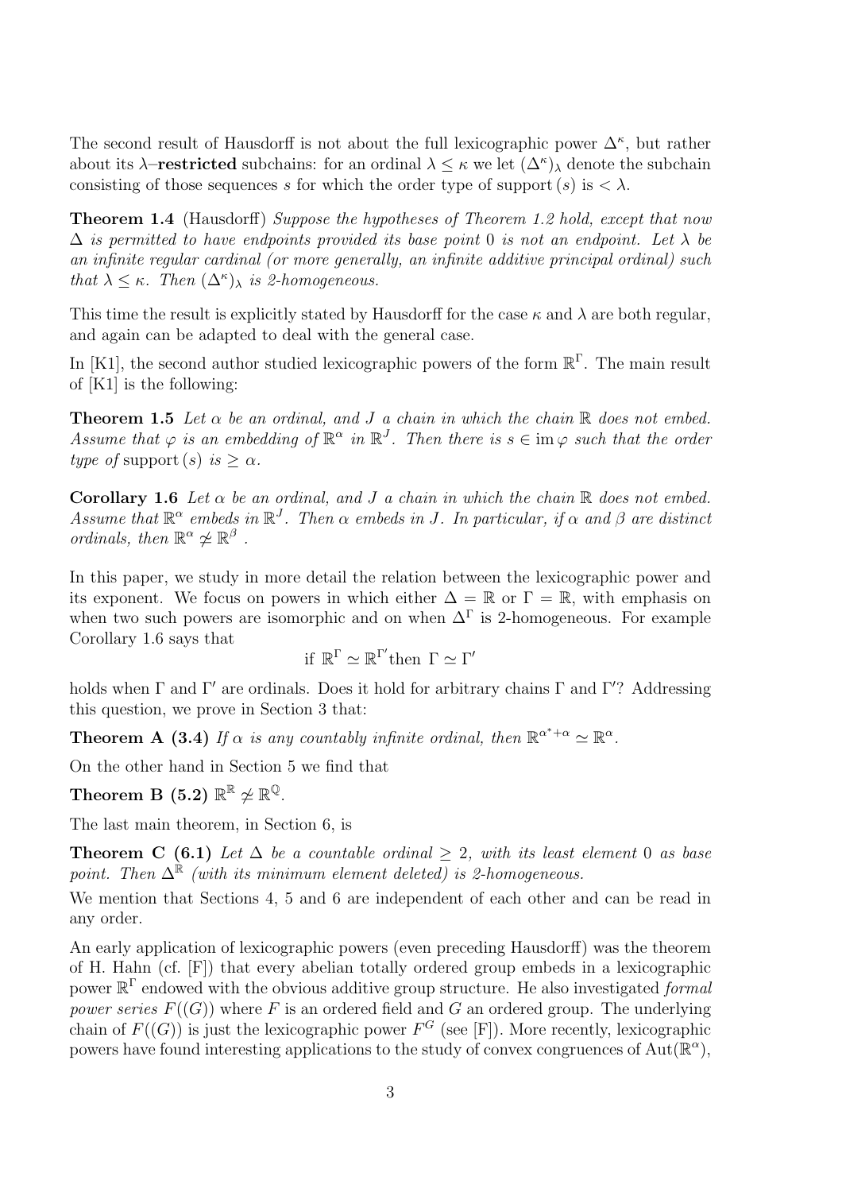The second result of Hausdorff is not about the full lexicographic power $\Delta^\kappa$, but rather about its $\lambda$–**restricted** subchains: for an ordinal $\lambda \leq \kappa$ we let $(\Delta^\kappa)_\lambda$ denote the subchain consisting of those sequences $s$ for which the order type of support $(s)$ is $< \lambda$.

**Theorem 1.4** (Hausdorff) *Suppose the hypotheses of Theorem 1.2 hold, except that now $\Delta$ is permitted to have endpoints provided its base point 0 is not an endpoint. Let $\lambda$ be an infinite regular cardinal (or more generally, an infinite additive principal ordinal) such that $\lambda \leq \kappa$. Then $(\Delta^\kappa)_\lambda$ is 2-homogeneous.*

This time the result is explicitly stated by Hausdorff for the case $\kappa$ and $\lambda$ are both regular, and again can be adapted to deal with the general case.

In [K1], the second author studied lexicographic powers of the form $\mathbb{R}^\Gamma$. The main result of [K1] is the following:

**Theorem 1.5** *Let $\alpha$ be an ordinal, and $J$ a chain in which the chain $\mathbb{R}$ does not embed. Assume that $\varphi$ is an embedding of $\mathbb{R}^\alpha$ in $\mathbb{R}^J$. Then there is $s \in \operatorname{im}\varphi$ such that the order type of* support $(s)$ *is $\geq \alpha$.*

**Corollary 1.6** *Let $\alpha$ be an ordinal, and $J$ a chain in which the chain $\mathbb{R}$ does not embed. Assume that $\mathbb{R}^\alpha$ embeds in $\mathbb{R}^J$. Then $\alpha$ embeds in $J$. In particular, if $\alpha$ and $\beta$ are distinct ordinals, then $\mathbb{R}^\alpha \not\simeq \mathbb{R}^\beta$ .*

In this paper, we study in more detail the relation between the lexicographic power and its exponent. We focus on powers in which either $\Delta = \mathbb{R}$ or $\Gamma = \mathbb{R}$, with emphasis on when two such powers are isomorphic and on when $\Delta^\Gamma$ is 2-homogeneous. For example Corollary 1.6 says that

$$\text{if } \mathbb{R}^\Gamma \simeq \mathbb{R}^{\Gamma'} \text{then } \Gamma \simeq \Gamma'$$

holds when $\Gamma$ and $\Gamma'$ are ordinals. Does it hold for arbitrary chains $\Gamma$ and $\Gamma'$? Addressing this question, we prove in Section 3 that:

**Theorem A (3.4)** *If $\alpha$ is any countably infinite ordinal, then $\mathbb{R}^{\alpha^*+\alpha} \simeq \mathbb{R}^\alpha$.*

On the other hand in Section 5 we find that

**Theorem B (5.2)** $\mathbb{R}^\mathbb{R} \not\simeq \mathbb{R}^\mathbb{Q}$.

The last main theorem, in Section 6, is

**Theorem C (6.1)** *Let $\Delta$ be a countable ordinal $\geq 2$, with its least element 0 as base point. Then $\Delta^\mathbb{R}$ (with its minimum element deleted) is 2-homogeneous.*

We mention that Sections 4, 5 and 6 are independent of each other and can be read in any order.

An early application of lexicographic powers (even preceding Hausdorff) was the theorem of H. Hahn (cf. [F]) that every abelian totally ordered group embeds in a lexicographic power $\mathbb{R}^\Gamma$ endowed with the obvious additive group structure. He also investigated *formal power series* $F((G))$ where $F$ is an ordered field and $G$ an ordered group. The underlying chain of $F((G))$ is just the lexicographic power $F^G$ (see [F]). More recently, lexicographic powers have found interesting applications to the study of convex congruences of $\operatorname{Aut}(\mathbb{R}^\alpha)$,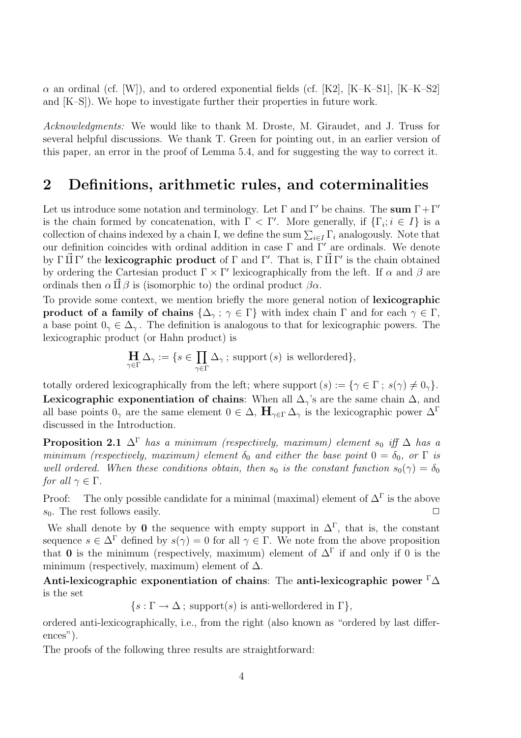$\alpha$ an ordinal (cf. [W]), and to ordered exponential fields (cf. [K2], [K–K–S1], [K–K–S2] and [K–S]). We hope to investigate further their properties in future work.

*Acknowledgments:* We would like to thank M. Droste, M. Giraudet, and J. Truss for several helpful discussions. We thank T. Green for pointing out, in an earlier version of this paper, an error in the proof of Lemma 5.4, and for suggesting the way to correct it.

## 2 Definitions, arithmetic rules, and coterminalities

Let us introduce some notation and terminology. Let $\Gamma$ and $\Gamma'$ be chains. The **sum** $\Gamma + \Gamma'$ is the chain formed by concatenation, with $\Gamma < \Gamma'$. More generally, if $\{\Gamma_i; i \in I\}$ is a collection of chains indexed by a chain I, we define the sum $\sum_{i\in I} \Gamma_i$ analogously. Note that our definition coincides with ordinal addition in case $\Gamma$ and $\Gamma'$ are ordinals. We denote by $\Gamma \vec{\amalg} \Gamma'$ the **lexicographic product** of $\Gamma$ and $\Gamma'$. That is, $\Gamma \vec{\amalg} \Gamma'$ is the chain obtained by ordering the Cartesian product $\Gamma \times \Gamma'$ lexicographically from the left. If $\alpha$ and $\beta$ are ordinals then $\alpha \vec{\amalg} \beta$ is (isomorphic to) the ordinal product $\beta\alpha$.

To provide some context, we mention briefly the more general notion of **lexicographic product of a family of chains** $\{\Delta_\gamma\,;\, \gamma \in \Gamma\}$ with index chain $\Gamma$ and for each $\gamma \in \Gamma$, a base point $0_\gamma \in \Delta_\gamma$. The definition is analogous to that for lexicographic powers. The lexicographic product (or Hahn product) is

$$\mathop{\mathbf{H}}_{\gamma\in\Gamma} \Delta_\gamma := \{s \in \prod_{\gamma\in\Gamma} \Delta_\gamma\,;\ \text{support}\,(s)\ \text{ is wellordered}\},$$

totally ordered lexicographically from the left; where support $(s) := \{\gamma \in \Gamma\,;\ s(\gamma) \neq 0_\gamma\}$.

**Lexicographic exponentiation of chains**: When all $\Delta_\gamma$'s are the same chain $\Delta$, and all base points $0_\gamma$ are the same element $0 \in \Delta$, $\mathbf{H}_{\gamma\in\Gamma} \Delta_\gamma$ is the lexicographic power $\Delta^\Gamma$ discussed in the Introduction.

**Proposition 2.1** *$\Delta^\Gamma$ has a minimum (respectively, maximum) element $s_0$ iff $\Delta$ has a minimum (respectively, maximum) element $\delta_0$ and either the base point $0 = \delta_0$, or $\Gamma$ is well ordered. When these conditions obtain, then $s_0$ is the constant function $s_0(\gamma) = \delta_0$ for all $\gamma \in \Gamma$.*

Proof: The only possible candidate for a minimal (maximal) element of $\Delta^\Gamma$ is the above $s_0$. The rest follows easily. $\square$

We shall denote by $\mathbf{0}$ the sequence with empty support in $\Delta^\Gamma$, that is, the constant sequence $s \in \Delta^\Gamma$ defined by $s(\gamma) = 0$ for all $\gamma \in \Gamma$. We note from the above proposition that $\mathbf{0}$ is the minimum (respectively, maximum) element of $\Delta^\Gamma$ if and only if 0 is the minimum (respectively, maximum) element of $\Delta$.

**Anti-lexicographic exponentiation of chains**: The **anti-lexicographic power** ${}^\Gamma\Delta$ is the set

$$\{s : \Gamma \to \Delta\,;\ \text{support}(s)\ \text{is anti-wellordered in}\ \Gamma\},$$

ordered anti-lexicographically, i.e., from the right (also known as "ordered by last differences").

The proofs of the following three results are straightforward: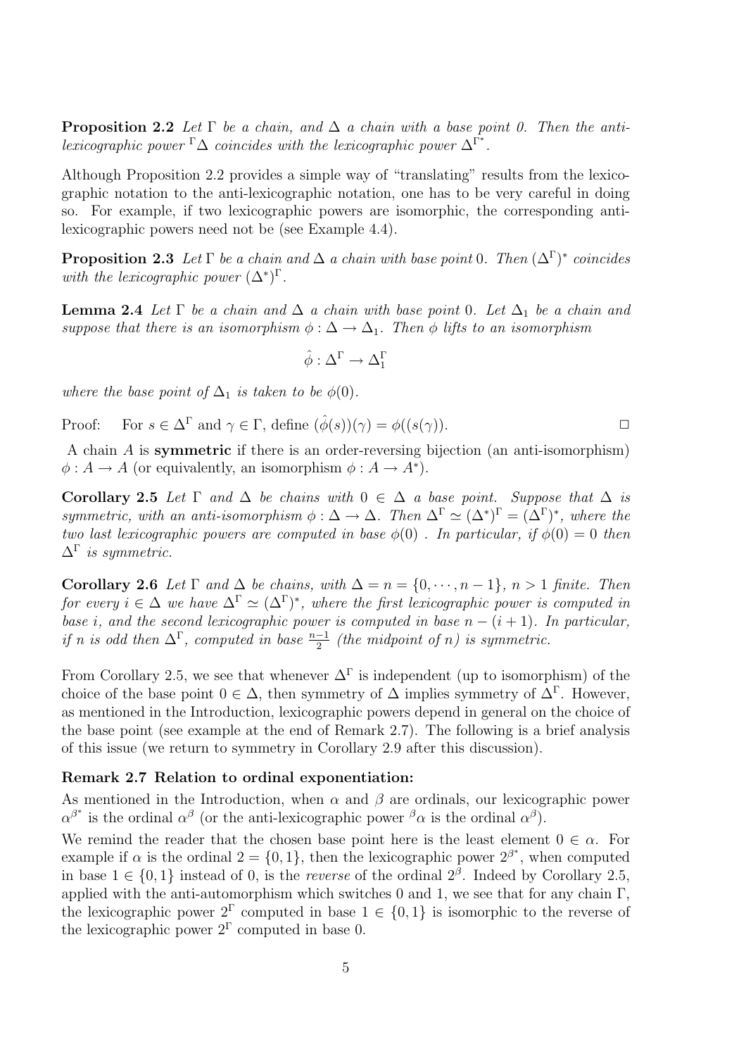**Proposition 2.2** *Let $\Gamma$ be a chain, and $\Delta$ a chain with a base point 0. Then the anti-lexicographic power ${}^{\Gamma}\Delta$ coincides with the lexicographic power $\Delta^{\Gamma^*}$.*

Although Proposition 2.2 provides a simple way of "translating" results from the lexicographic notation to the anti-lexicographic notation, one has to be very careful in doing so. For example, if two lexicographic powers are isomorphic, the corresponding anti-lexicographic powers need not be (see Example 4.4).

**Proposition 2.3** *Let $\Gamma$ be a chain and $\Delta$ a chain with base point 0. Then $(\Delta^{\Gamma})^*$ coincides with the lexicographic power $(\Delta^*)^{\Gamma}$.*

**Lemma 2.4** *Let $\Gamma$ be a chain and $\Delta$ a chain with base point 0. Let $\Delta_1$ be a chain and suppose that there is an isomorphism $\phi : \Delta \to \Delta_1$. Then $\phi$ lifts to an isomorphism*

$$\hat{\phi} : \Delta^{\Gamma} \to \Delta_1^{\Gamma}$$

*where the base point of $\Delta_1$ is taken to be $\phi(0)$.*

Proof: For $s \in \Delta^{\Gamma}$ and $\gamma \in \Gamma$, define $(\hat{\phi}(s))(\gamma) = \phi((s(\gamma))$. □

A chain $A$ is **symmetric** if there is an order-reversing bijection (an anti-isomorphism) $\phi : A \to A$ (or equivalently, an isomorphism $\phi : A \to A^*$).

**Corollary 2.5** *Let $\Gamma$ and $\Delta$ be chains with $0 \in \Delta$ a base point. Suppose that $\Delta$ is symmetric, with an anti-isomorphism $\phi : \Delta \to \Delta$. Then $\Delta^{\Gamma} \simeq (\Delta^*)^{\Gamma} = (\Delta^{\Gamma})^*$, where the two last lexicographic powers are computed in base $\phi(0)$ . In particular, if $\phi(0) = 0$ then $\Delta^{\Gamma}$ is symmetric.*

**Corollary 2.6** *Let $\Gamma$ and $\Delta$ be chains, with $\Delta = n = \{0, \cdots, n-1\}$, $n > 1$ finite. Then for every $i \in \Delta$ we have $\Delta^{\Gamma} \simeq (\Delta^{\Gamma})^*$, where the first lexicographic power is computed in base $i$, and the second lexicographic power is computed in base $n - (i+1)$. In particular, if $n$ is odd then $\Delta^{\Gamma}$, computed in base $\frac{n-1}{2}$ (the midpoint of $n$) is symmetric.*

From Corollary 2.5, we see that whenever $\Delta^{\Gamma}$ is independent (up to isomorphism) of the choice of the base point $0 \in \Delta$, then symmetry of $\Delta$ implies symmetry of $\Delta^{\Gamma}$. However, as mentioned in the Introduction, lexicographic powers depend in general on the choice of the base point (see example at the end of Remark 2.7). The following is a brief analysis of this issue (we return to symmetry in Corollary 2.9 after this discussion).

**Remark 2.7 Relation to ordinal exponentiation:**

As mentioned in the Introduction, when $\alpha$ and $\beta$ are ordinals, our lexicographic power $\alpha^{\beta^*}$ is the ordinal $\alpha^{\beta}$ (or the anti-lexicographic power ${}^{\beta}\alpha$ is the ordinal $\alpha^{\beta}$).

We remind the reader that the chosen base point here is the least element $0 \in \alpha$. For example if $\alpha$ is the ordinal $2 = \{0, 1\}$, then the lexicographic power $2^{\beta^*}$, when computed in base $1 \in \{0, 1\}$ instead of 0, is the *reverse* of the ordinal $2^{\beta}$. Indeed by Corollary 2.5, applied with the anti-automorphism which switches 0 and 1, we see that for any chain $\Gamma$, the lexicographic power $2^{\Gamma}$ computed in base $1 \in \{0, 1\}$ is isomorphic to the reverse of the lexicographic power $2^{\Gamma}$ computed in base 0.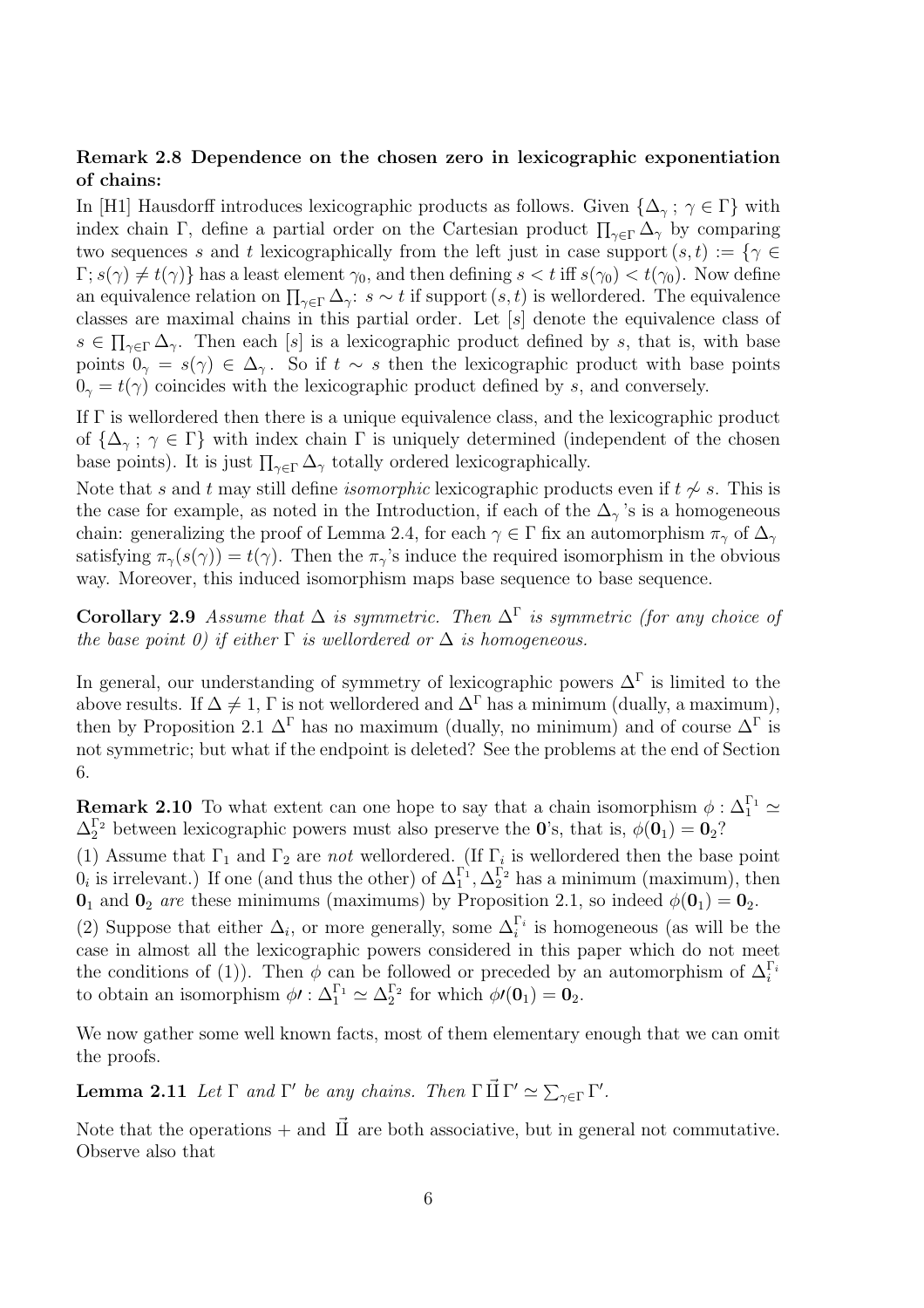**Remark 2.8 Dependence on the chosen zero in lexicographic exponentiation of chains:**

In [H1] Hausdorff introduces lexicographic products as follows. Given $\{\Delta_\gamma\, ;\, \gamma \in \Gamma\}$ with index chain $\Gamma$, define a partial order on the Cartesian product $\prod_{\gamma\in\Gamma} \Delta_\gamma$ by comparing two sequences $s$ and $t$ lexicographically from the left just in case support $(s,t) := \{\gamma \in \Gamma; s(\gamma) \neq t(\gamma)\}$ has a least element $\gamma_0$, and then defining $s < t$ iff $s(\gamma_0) < t(\gamma_0)$. Now define an equivalence relation on $\prod_{\gamma\in\Gamma} \Delta_\gamma$: $s \sim t$ if support $(s,t)$ is wellordered. The equivalence classes are maximal chains in this partial order. Let $[s]$ denote the equivalence class of $s \in \prod_{\gamma\in\Gamma} \Delta_\gamma$. Then each $[s]$ is a lexicographic product defined by $s$, that is, with base points $0_\gamma = s(\gamma) \in \Delta_\gamma$. So if $t \sim s$ then the lexicographic product with base points $0_\gamma = t(\gamma)$ coincides with the lexicographic product defined by $s$, and conversely.

If $\Gamma$ is wellordered then there is a unique equivalence class, and the lexicographic product of $\{\Delta_\gamma\, ;\, \gamma \in \Gamma\}$ with index chain $\Gamma$ is uniquely determined (independent of the chosen base points). It is just $\prod_{\gamma\in\Gamma} \Delta_\gamma$ totally ordered lexicographically.

Note that $s$ and $t$ may still define *isomorphic* lexicographic products even if $t \not\sim s$. This is the case for example, as noted in the Introduction, if each of the $\Delta_\gamma$'s is a homogeneous chain: generalizing the proof of Lemma 2.4, for each $\gamma \in \Gamma$ fix an automorphism $\pi_\gamma$ of $\Delta_\gamma$ satisfying $\pi_\gamma(s(\gamma)) = t(\gamma)$. Then the $\pi_\gamma$'s induce the required isomorphism in the obvious way. Moreover, this induced isomorphism maps base sequence to base sequence.

**Corollary 2.9** *Assume that $\Delta$ is symmetric. Then $\Delta^\Gamma$ is symmetric (for any choice of the base point 0) if either $\Gamma$ is wellordered or $\Delta$ is homogeneous.*

In general, our understanding of symmetry of lexicographic powers $\Delta^\Gamma$ is limited to the above results. If $\Delta \neq 1$, $\Gamma$ is not wellordered and $\Delta^\Gamma$ has a minimum (dually, a maximum), then by Proposition 2.1 $\Delta^\Gamma$ has no maximum (dually, no minimum) and of course $\Delta^\Gamma$ is not symmetric; but what if the endpoint is deleted? See the problems at the end of Section 6.

**Remark 2.10** To what extent can one hope to say that a chain isomorphism $\phi : \Delta_1^{\Gamma_1} \simeq \Delta_2^{\Gamma_2}$ between lexicographic powers must also preserve the $\mathbf{0}$'s, that is, $\phi(\mathbf{0}_1) = \mathbf{0}_2$?

(1) Assume that $\Gamma_1$ and $\Gamma_2$ are *not* wellordered. (If $\Gamma_i$ is wellordered then the base point $0_i$ is irrelevant.) If one (and thus the other) of $\Delta_1^{\Gamma_1}, \Delta_2^{\Gamma_2}$ has a minimum (maximum), then $\mathbf{0}_1$ and $\mathbf{0}_2$ *are* these minimums (maximums) by Proposition 2.1, so indeed $\phi(\mathbf{0}_1) = \mathbf{0}_2$.

(2) Suppose that either $\Delta_i$, or more generally, some $\Delta_i^{\Gamma_i}$ is homogeneous (as will be the case in almost all the lexicographic powers considered in this paper which do not meet the conditions of (1)). Then $\phi$ can be followed or preceded by an automorphism of $\Delta_i^{\Gamma_i}$ to obtain an isomorphism $\phi\prime : \Delta_1^{\Gamma_1} \simeq \Delta_2^{\Gamma_2}$ for which $\phi\prime(\mathbf{0}_1) = \mathbf{0}_2$.

We now gather some well known facts, most of them elementary enough that we can omit the proofs.

**Lemma 2.11** *Let $\Gamma$ and $\Gamma'$ be any chains. Then $\Gamma \,\vec{\amalg}\, \Gamma' \simeq \sum_{\gamma\in\Gamma} \Gamma'$.*

Note that the operations $+$ and $\vec{\amalg}$ are both associative, but in general not commutative. Observe also that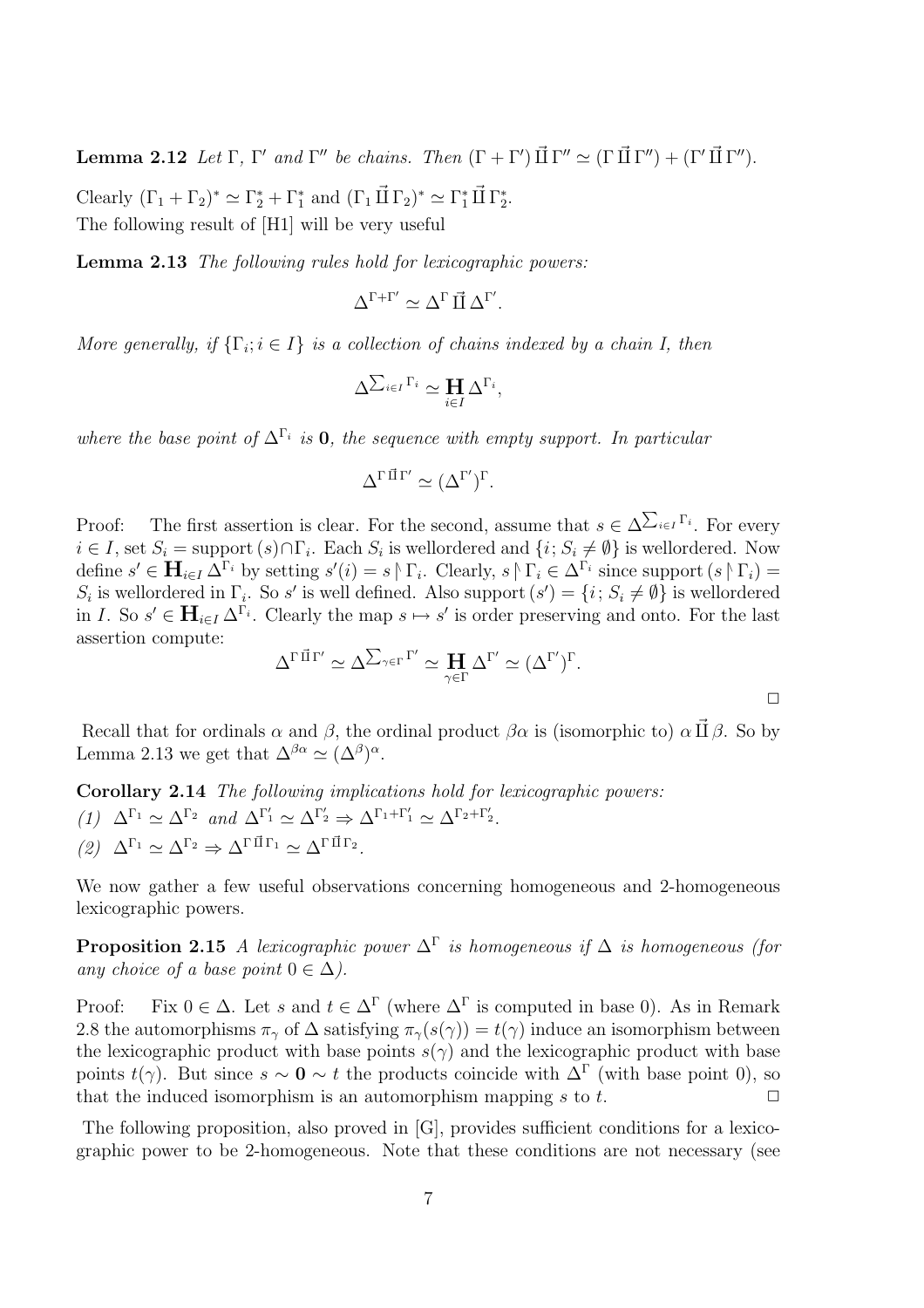**Lemma 2.12** *Let $\Gamma$, $\Gamma'$ and $\Gamma''$ be chains. Then $(\Gamma + \Gamma') \vec{\Pi}\, \Gamma'' \simeq (\Gamma \vec{\Pi}\, \Gamma'') + (\Gamma' \vec{\Pi}\, \Gamma'')$.*

Clearly $(\Gamma_1 + \Gamma_2)^* \simeq \Gamma_2^* + \Gamma_1^*$ and $(\Gamma_1 \vec{\Pi}\, \Gamma_2)^* \simeq \Gamma_1^* \vec{\Pi}\, \Gamma_2^*$.
The following result of [H1] will be very useful

**Lemma 2.13** *The following rules hold for lexicographic powers:*

$$\Delta^{\Gamma+\Gamma'} \simeq \Delta^{\Gamma} \vec{\Pi}\, \Delta^{\Gamma'}.$$

*More generally, if $\{\Gamma_i; i \in I\}$ is a collection of chains indexed by a chain $I$, then*

$$\Delta^{\sum_{i\in I}\Gamma_i} \simeq \mathop{\mathbf{H}}_{i\in I} \Delta^{\Gamma_i},$$

*where the base point of $\Delta^{\Gamma_i}$ is $\mathbf{0}$, the sequence with empty support. In particular*

$$\Delta^{\Gamma \vec{\Pi}\, \Gamma'} \simeq (\Delta^{\Gamma'})^{\Gamma}.$$

Proof: The first assertion is clear. For the second, assume that $s \in \Delta^{\sum_{i\in I}\Gamma_i}$. For every $i \in I$, set $S_i = \text{support}\,(s) \cap \Gamma_i$. Each $S_i$ is wellordered and $\{i; S_i \neq \emptyset\}$ is wellordered. Now define $s' \in \mathbf{H}_{i\in I}\Delta^{\Gamma_i}$ by setting $s'(i) = s \restriction \Gamma_i$. Clearly, $s \restriction \Gamma_i \in \Delta^{\Gamma_i}$ since $\text{support}\,(s \restriction \Gamma_i) = S_i$ is wellordered in $\Gamma_i$. So $s'$ is well defined. Also $\text{support}\,(s') = \{i; S_i \neq \emptyset\}$ is wellordered in $I$. So $s' \in \mathbf{H}_{i\in I}\Delta^{\Gamma_i}$. Clearly the map $s \mapsto s'$ is order preserving and onto. For the last assertion compute:

$$\Delta^{\Gamma \vec{\Pi}\, \Gamma'} \simeq \Delta^{\sum_{\gamma\in\Gamma}\Gamma'} \simeq \mathop{\mathbf{H}}_{\gamma\in\Gamma} \Delta^{\Gamma'} \simeq (\Delta^{\Gamma'})^{\Gamma}.$$

$\square$

Recall that for ordinals $\alpha$ and $\beta$, the ordinal product $\beta\alpha$ is (isomorphic to) $\alpha \vec{\Pi}\, \beta$. So by Lemma 2.13 we get that $\Delta^{\beta\alpha} \simeq (\Delta^{\beta})^{\alpha}$.

**Corollary 2.14** *The following implications hold for lexicographic powers:*

*(1) $\Delta^{\Gamma_1} \simeq \Delta^{\Gamma_2}$ and $\Delta^{\Gamma_1'} \simeq \Delta^{\Gamma_2'} \Rightarrow \Delta^{\Gamma_1+\Gamma_1'} \simeq \Delta^{\Gamma_2+\Gamma_2'}$.*

*(2) $\Delta^{\Gamma_1} \simeq \Delta^{\Gamma_2} \Rightarrow \Delta^{\Gamma \vec{\Pi}\, \Gamma_1} \simeq \Delta^{\Gamma \vec{\Pi}\, \Gamma_2}$.*

We now gather a few useful observations concerning homogeneous and 2-homogeneous lexicographic powers.

**Proposition 2.15** *A lexicographic power $\Delta^{\Gamma}$ is homogeneous if $\Delta$ is homogeneous (for any choice of a base point $0 \in \Delta$).*

Proof: Fix $0 \in \Delta$. Let $s$ and $t \in \Delta^{\Gamma}$ (where $\Delta^{\Gamma}$ is computed in base 0). As in Remark 2.8 the automorphisms $\pi_\gamma$ of $\Delta$ satisfying $\pi_\gamma(s(\gamma)) = t(\gamma)$ induce an isomorphism between the lexicographic product with base points $s(\gamma)$ and the lexicographic product with base points $t(\gamma)$. But since $s \sim \mathbf{0} \sim t$ the products coincide with $\Delta^{\Gamma}$ (with base point 0), so that the induced isomorphism is an automorphism mapping $s$ to $t$. $\square$

The following proposition, also proved in [G], provides sufficient conditions for a lexicographic power to be 2-homogeneous. Note that these conditions are not necessary (see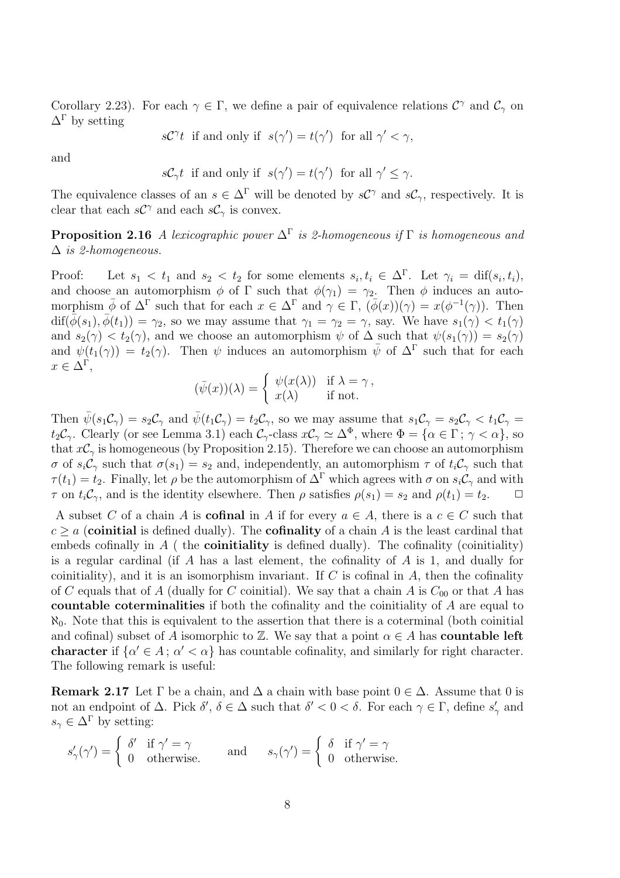Corollary 2.23). For each $\gamma \in \Gamma$, we define a pair of equivalence relations $\mathcal{C}^\gamma$ and $\mathcal{C}_\gamma$ on $\Delta^\Gamma$ by setting

$$s\mathcal{C}^\gamma t \text{ if and only if } s(\gamma') = t(\gamma') \text{ for all } \gamma' < \gamma,$$

and

$$s\mathcal{C}_\gamma t \text{ if and only if } s(\gamma') = t(\gamma') \text{ for all } \gamma' \leq \gamma.$$

The equivalence classes of an $s \in \Delta^\Gamma$ will be denoted by $s\mathcal{C}^\gamma$ and $s\mathcal{C}_\gamma$, respectively. It is clear that each $s\mathcal{C}^\gamma$ and each $s\mathcal{C}_\gamma$ is convex.

**Proposition 2.16** *A lexicographic power $\Delta^\Gamma$ is 2-homogeneous if $\Gamma$ is homogeneous and $\Delta$ is 2-homogeneous.*

Proof: Let $s_1 < t_1$ and $s_2 < t_2$ for some elements $s_i, t_i \in \Delta^\Gamma$. Let $\gamma_i = \mathrm{dif}(s_i, t_i)$, and choose an automorphism $\phi$ of $\Gamma$ such that $\phi(\gamma_1) = \gamma_2$. Then $\phi$ induces an automorphism $\bar{\phi}$ of $\Delta^\Gamma$ such that for each $x \in \Delta^\Gamma$ and $\gamma \in \Gamma$, $(\bar{\phi}(x))(\gamma) = x(\phi^{-1}(\gamma))$. Then $\mathrm{dif}(\bar{\phi}(s_1), \bar{\phi}(t_1)) = \gamma_2$, so we may assume that $\gamma_1 = \gamma_2 = \gamma$, say. We have $s_1(\gamma) < t_1(\gamma)$ and $s_2(\gamma) < t_2(\gamma)$, and we choose an automorphism $\psi$ of $\Delta$ such that $\psi(s_1(\gamma)) = s_2(\gamma)$ and $\psi(t_1(\gamma)) = t_2(\gamma)$. Then $\psi$ induces an automorphism $\bar{\psi}$ of $\Delta^\Gamma$ such that for each $x \in \Delta^\Gamma$,

$$(\bar{\psi}(x))(\lambda) = \begin{cases} \psi(x(\lambda)) & \text{if } \lambda = \gamma\,, \\ x(\lambda) & \text{if not.} \end{cases}$$

Then $\bar{\psi}(s_1\mathcal{C}_\gamma) = s_2\mathcal{C}_\gamma$ and $\bar{\psi}(t_1\mathcal{C}_\gamma) = t_2\mathcal{C}_\gamma$, so we may assume that $s_1\mathcal{C}_\gamma = s_2\mathcal{C}_\gamma < t_1\mathcal{C}_\gamma = t_2\mathcal{C}_\gamma$. Clearly (or see Lemma 3.1) each $\mathcal{C}_\gamma$-class $x\mathcal{C}_\gamma \simeq \Delta^\Phi$, where $\Phi = \{\alpha \in \Gamma\,;\, \gamma < \alpha\}$, so that $x\mathcal{C}_\gamma$ is homogeneous (by Proposition 2.15). Therefore we can choose an automorphism $\sigma$ of $s_i\mathcal{C}_\gamma$ such that $\sigma(s_1) = s_2$ and, independently, an automorphism $\tau$ of $t_i\mathcal{C}_\gamma$ such that $\tau(t_1) = t_2$. Finally, let $\rho$ be the automorphism of $\Delta^\Gamma$ which agrees with $\sigma$ on $s_i\mathcal{C}_\gamma$ and with $\tau$ on $t_i\mathcal{C}_\gamma$, and is the identity elsewhere. Then $\rho$ satisfies $\rho(s_1) = s_2$ and $\rho(t_1) = t_2$. $\square$

A subset $C$ of a chain $A$ is **cofinal** in $A$ if for every $a \in A$, there is a $c \in C$ such that $c \geq a$ (**coinitial** is defined dually). The **cofinality** of a chain $A$ is the least cardinal that embeds cofinally in $A$ ( the **coinitiality** is defined dually). The cofinality (coinitiality) is a regular cardinal (if $A$ has a last element, the cofinality of $A$ is 1, and dually for coinitiality), and it is an isomorphism invariant. If $C$ is cofinal in $A$, then the cofinality of $C$ equals that of $A$ (dually for $C$ coinitial). We say that a chain $A$ is $C_{00}$ or that $A$ has **countable coterminalities** if both the cofinality and the coinitiality of $A$ are equal to $\aleph_0$. Note that this is equivalent to the assertion that there is a coterminal (both coinitial and cofinal) subset of $A$ isomorphic to $\mathbb{Z}$. We say that a point $\alpha \in A$ has **countable left character** if $\{\alpha' \in A\,;\, \alpha' < \alpha\}$ has countable cofinality, and similarly for right character. The following remark is useful:

**Remark 2.17** Let $\Gamma$ be a chain, and $\Delta$ a chain with base point $0 \in \Delta$. Assume that 0 is not an endpoint of $\Delta$. Pick $\delta'$, $\delta \in \Delta$ such that $\delta' < 0 < \delta$. For each $\gamma \in \Gamma$, define $s'_\gamma$ and $s_\gamma \in \Delta^\Gamma$ by setting:

$$s'_\gamma(\gamma') = \begin{cases} \delta' & \text{if } \gamma' = \gamma \\ 0 & \text{otherwise.} \end{cases} \qquad \text{and} \qquad s_\gamma(\gamma') = \begin{cases} \delta & \text{if } \gamma' = \gamma \\ 0 & \text{otherwise.} \end{cases}$$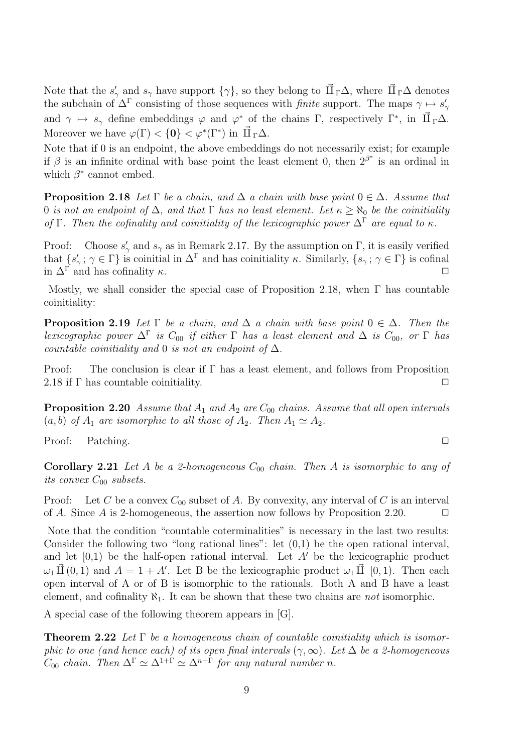Note that the $s'_\gamma$ and $s_\gamma$ have support $\{\gamma\}$, so they belong to $\vec{\Pi}_\Gamma\Delta$, where $\vec{\Pi}_\Gamma\Delta$ denotes the subchain of $\Delta^\Gamma$ consisting of those sequences with *finite* support. The maps $\gamma \mapsto s'_\gamma$ and $\gamma \mapsto s_\gamma$ define embeddings $\varphi$ and $\varphi^*$ of the chains $\Gamma$, respectively $\Gamma^*$, in $\vec{\Pi}_\Gamma\Delta$. Moreover we have $\varphi(\Gamma) < \{\mathbf{0}\} < \varphi^*(\Gamma^*)$ in $\vec{\Pi}_\Gamma\Delta$.

Note that if 0 is an endpoint, the above embeddings do not necessarily exist; for example if $\beta$ is an infinite ordinal with base point the least element 0, then $2^{\beta^*}$ is an ordinal in which $\beta^*$ cannot embed.

**Proposition 2.18** *Let $\Gamma$ be a chain, and $\Delta$ a chain with base point $0 \in \Delta$. Assume that 0 is not an endpoint of $\Delta$, and that $\Gamma$ has no least element. Let $\kappa \geq \aleph_0$ be the coinitiality of $\Gamma$. Then the cofinality and coinitiality of the lexicographic power $\Delta^\Gamma$ are equal to $\kappa$.*

Proof: Choose $s'_\gamma$ and $s_\gamma$ as in Remark 2.17. By the assumption on $\Gamma$, it is easily verified that $\{s'_\gamma\,;\,\gamma \in \Gamma\}$ is coinitial in $\Delta^\Gamma$ and has coinitiality $\kappa$. Similarly, $\{s_\gamma\,;\,\gamma \in \Gamma\}$ is cofinal in $\Delta^\Gamma$ and has cofinality $\kappa$. $\square$

Mostly, we shall consider the special case of Proposition 2.18, when $\Gamma$ has countable coinitiality:

**Proposition 2.19** *Let $\Gamma$ be a chain, and $\Delta$ a chain with base point $0 \in \Delta$. Then the lexicographic power $\Delta^\Gamma$ is $C_{00}$ if either $\Gamma$ has a least element and $\Delta$ is $C_{00}$, or $\Gamma$ has countable coinitiality and 0 is not an endpoint of $\Delta$.*

Proof: The conclusion is clear if $\Gamma$ has a least element, and follows from Proposition 2.18 if $\Gamma$ has countable coinitiality. $\square$

**Proposition 2.20** *Assume that $A_1$ and $A_2$ are $C_{00}$ chains. Assume that all open intervals $(a, b)$ of $A_1$ are isomorphic to all those of $A_2$. Then $A_1 \simeq A_2$.*

Proof: Patching. $\square$

**Corollary 2.21** *Let $A$ be a 2-homogeneous $C_{00}$ chain. Then $A$ is isomorphic to any of its convex $C_{00}$ subsets.*

Proof: Let $C$ be a convex $C_{00}$ subset of $A$. By convexity, any interval of $C$ is an interval of $A$. Since $A$ is 2-homogeneous, the assertion now follows by Proposition 2.20. $\square$

Note that the condition "countable coterminalities" is necessary in the last two results: Consider the following two "long rational lines": let (0,1) be the open rational interval, and let [0,1) be the half-open rational interval. Let $A'$ be the lexicographic product $\omega_1 \vec{\Pi}\,(0, 1)$ and $A = 1 + A'$. Let B be the lexicographic product $\omega_1 \vec{\Pi}\ [0, 1)$. Then each open interval of A or of B is isomorphic to the rationals. Both A and B have a least element, and cofinality $\aleph_1$. It can be shown that these two chains are *not* isomorphic.

A special case of the following theorem appears in [G].

**Theorem 2.22** *Let $\Gamma$ be a homogeneous chain of countable coinitiality which is isomorphic to one (and hence each) of its open final intervals $(\gamma, \infty)$. Let $\Delta$ be a 2-homogeneous $C_{00}$ chain. Then $\Delta^\Gamma \simeq \Delta^{1+\Gamma} \simeq \Delta^{n+\Gamma}$ for any natural number $n$.*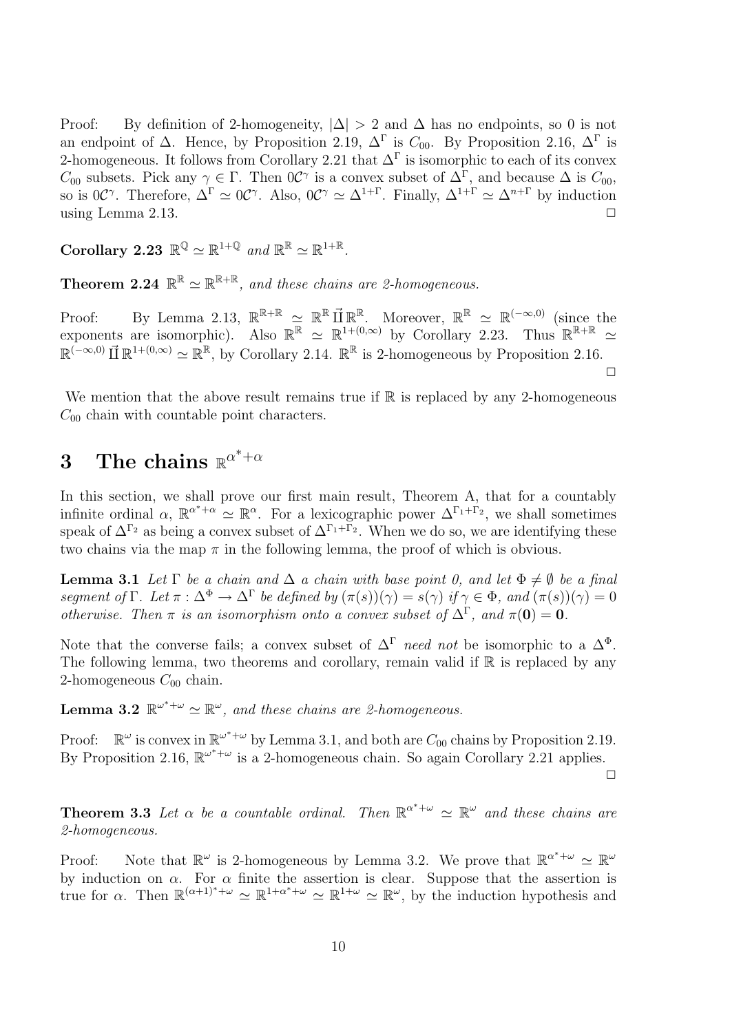Proof: By definition of 2-homogeneity, $|\Delta| > 2$ and $\Delta$ has no endpoints, so 0 is not an endpoint of $\Delta$. Hence, by Proposition 2.19, $\Delta^\Gamma$ is $C_{00}$. By Proposition 2.16, $\Delta^\Gamma$ is 2-homogeneous. It follows from Corollary 2.21 that $\Delta^\Gamma$ is isomorphic to each of its convex $C_{00}$ subsets. Pick any $\gamma \in \Gamma$. Then $0\mathcal{C}^\gamma$ is a convex subset of $\Delta^\Gamma$, and because $\Delta$ is $C_{00}$, so is $0\mathcal{C}^\gamma$. Therefore, $\Delta^\Gamma \simeq 0\mathcal{C}^\gamma$. Also, $0\mathcal{C}^\gamma \simeq \Delta^{1+\Gamma}$. Finally, $\Delta^{1+\Gamma} \simeq \Delta^{n+\Gamma}$ by induction using Lemma 2.13. $\Box$

**Corollary 2.23** $\mathbb{R}^{\mathbb{Q}} \simeq \mathbb{R}^{1+\mathbb{Q}}$ *and* $\mathbb{R}^{\mathbb{R}} \simeq \mathbb{R}^{1+\mathbb{R}}$.

**Theorem 2.24** $\mathbb{R}^{\mathbb{R}} \simeq \mathbb{R}^{\mathbb{R}+\mathbb{R}}$*, and these chains are 2-homogeneous.*

Proof: By Lemma 2.13, $\mathbb{R}^{\mathbb{R}+\mathbb{R}} \simeq \mathbb{R}^{\mathbb{R}} \vec{\amalg} \mathbb{R}^{\mathbb{R}}$. Moreover, $\mathbb{R}^{\mathbb{R}} \simeq \mathbb{R}^{(-\infty,0)}$ (since the exponents are isomorphic). Also $\mathbb{R}^{\mathbb{R}} \simeq \mathbb{R}^{1+(0,\infty)}$ by Corollary 2.23. Thus $\mathbb{R}^{\mathbb{R}+\mathbb{R}} \simeq \mathbb{R}^{(-\infty,0)} \vec{\amalg} \mathbb{R}^{1+(0,\infty)} \simeq \mathbb{R}^{\mathbb{R}}$, by Corollary 2.14. $\mathbb{R}^{\mathbb{R}}$ is 2-homogeneous by Proposition 2.16. $\Box$

We mention that the above result remains true if $\mathbb{R}$ is replaced by any 2-homogeneous $C_{00}$ chain with countable point characters.

# 3 The chains $\mathbb{R}^{\alpha^*+\alpha}$

In this section, we shall prove our first main result, Theorem A, that for a countably infinite ordinal $\alpha$, $\mathbb{R}^{\alpha^*+\alpha} \simeq \mathbb{R}^\alpha$. For a lexicographic power $\Delta^{\Gamma_1+\Gamma_2}$, we shall sometimes speak of $\Delta^{\Gamma_2}$ as being a convex subset of $\Delta^{\Gamma_1+\Gamma_2}$. When we do so, we are identifying these two chains via the map $\pi$ in the following lemma, the proof of which is obvious.

**Lemma 3.1** *Let $\Gamma$ be a chain and $\Delta$ a chain with base point 0, and let $\Phi \neq \emptyset$ be a final segment of $\Gamma$. Let $\pi : \Delta^\Phi \to \Delta^\Gamma$ be defined by $(\pi(s))(\gamma) = s(\gamma)$ if $\gamma \in \Phi$, and $(\pi(s))(\gamma) = 0$ otherwise. Then $\pi$ is an isomorphism onto a convex subset of $\Delta^\Gamma$, and $\pi(\mathbf{0}) = \mathbf{0}$.*

Note that the converse fails; a convex subset of $\Delta^\Gamma$ *need not* be isomorphic to a $\Delta^\Phi$. The following lemma, two theorems and corollary, remain valid if $\mathbb{R}$ is replaced by any 2-homogeneous $C_{00}$ chain.

**Lemma 3.2** $\mathbb{R}^{\omega^*+\omega} \simeq \mathbb{R}^\omega$*, and these chains are 2-homogeneous.*

Proof: $\mathbb{R}^\omega$ is convex in $\mathbb{R}^{\omega^*+\omega}$ by Lemma 3.1, and both are $C_{00}$ chains by Proposition 2.19. By Proposition 2.16, $\mathbb{R}^{\omega^*+\omega}$ is a 2-homogeneous chain. So again Corollary 2.21 applies. $\Box$

**Theorem 3.3** *Let $\alpha$ be a countable ordinal. Then $\mathbb{R}^{\alpha^*+\omega} \simeq \mathbb{R}^\omega$ and these chains are 2-homogeneous.*

Proof: Note that $\mathbb{R}^\omega$ is 2-homogeneous by Lemma 3.2. We prove that $\mathbb{R}^{\alpha^*+\omega} \simeq \mathbb{R}^\omega$ by induction on $\alpha$. For $\alpha$ finite the assertion is clear. Suppose that the assertion is true for $\alpha$. Then $\mathbb{R}^{(\alpha+1)^*+\omega} \simeq \mathbb{R}^{1+\alpha^*+\omega} \simeq \mathbb{R}^{1+\omega} \simeq \mathbb{R}^\omega$, by the induction hypothesis and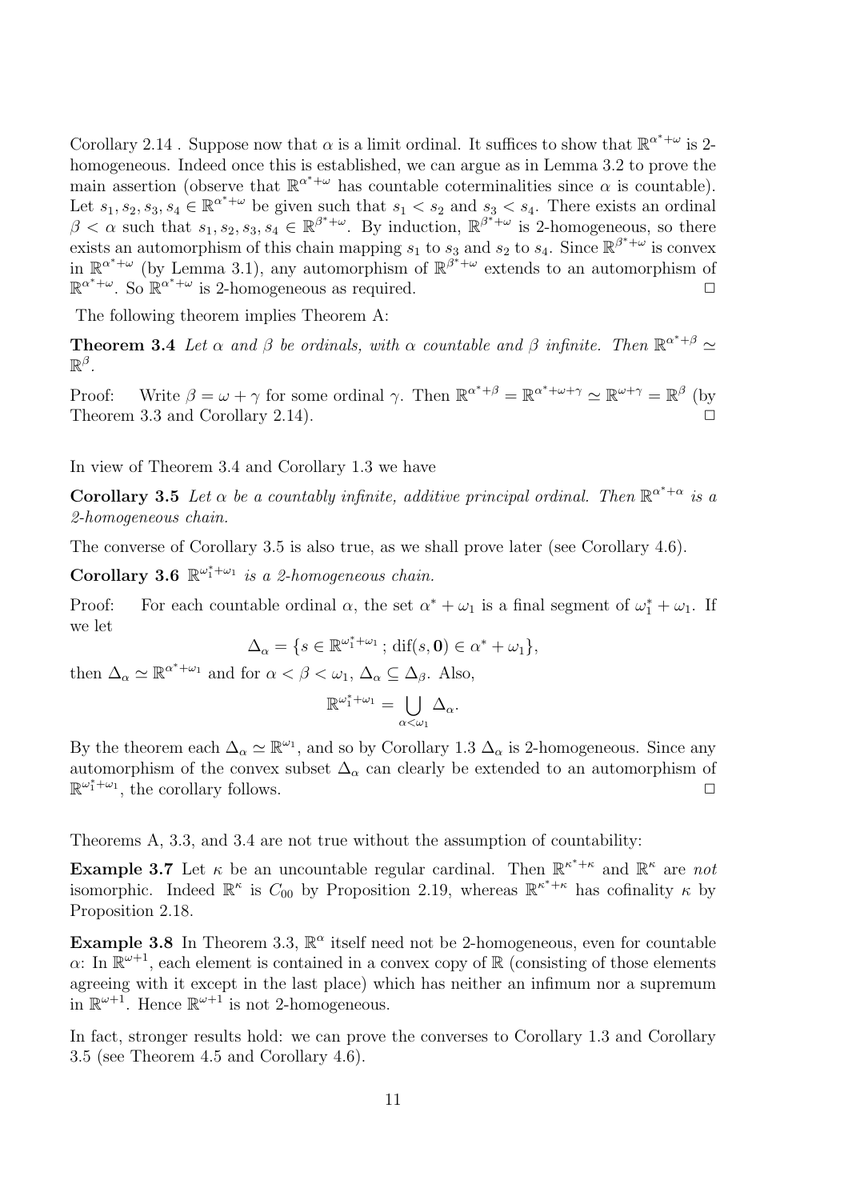Corollary 2.14 . Suppose now that $\alpha$ is a limit ordinal. It suffices to show that $\mathbb{R}^{\alpha^*+\omega}$ is 2-homogeneous. Indeed once this is established, we can argue as in Lemma 3.2 to prove the main assertion (observe that $\mathbb{R}^{\alpha^*+\omega}$ has countable coterminalities since $\alpha$ is countable). Let $s_1, s_2, s_3, s_4 \in \mathbb{R}^{\alpha^*+\omega}$ be given such that $s_1 < s_2$ and $s_3 < s_4$. There exists an ordinal $\beta < \alpha$ such that $s_1, s_2, s_3, s_4 \in \mathbb{R}^{\beta^*+\omega}$. By induction, $\mathbb{R}^{\beta^*+\omega}$ is 2-homogeneous, so there exists an automorphism of this chain mapping $s_1$ to $s_3$ and $s_2$ to $s_4$. Since $\mathbb{R}^{\beta^*+\omega}$ is convex in $\mathbb{R}^{\alpha^*+\omega}$ (by Lemma 3.1), any automorphism of $\mathbb{R}^{\beta^*+\omega}$ extends to an automorphism of $\mathbb{R}^{\alpha^*+\omega}$. So $\mathbb{R}^{\alpha^*+\omega}$ is 2-homogeneous as required. □

The following theorem implies Theorem A:

**Theorem 3.4** *Let $\alpha$ and $\beta$ be ordinals, with $\alpha$ countable and $\beta$ infinite. Then $\mathbb{R}^{\alpha^*+\beta} \simeq \mathbb{R}^{\beta}$.*

Proof: Write $\beta = \omega + \gamma$ for some ordinal $\gamma$. Then $\mathbb{R}^{\alpha^*+\beta} = \mathbb{R}^{\alpha^*+\omega+\gamma} \simeq \mathbb{R}^{\omega+\gamma} = \mathbb{R}^{\beta}$ (by Theorem 3.3 and Corollary 2.14). □

In view of Theorem 3.4 and Corollary 1.3 we have

**Corollary 3.5** *Let $\alpha$ be a countably infinite, additive principal ordinal. Then $\mathbb{R}^{\alpha^*+\alpha}$ is a 2-homogeneous chain.*

The converse of Corollary 3.5 is also true, as we shall prove later (see Corollary 4.6).

**Corollary 3.6** *$\mathbb{R}^{\omega_1^*+\omega_1}$ is a 2-homogeneous chain.*

Proof: For each countable ordinal $\alpha$, the set $\alpha^* + \omega_1$ is a final segment of $\omega_1^* + \omega_1$. If we let

$$\Delta_\alpha = \{s \in \mathbb{R}^{\omega_1^*+\omega_1} ; \operatorname{dif}(s, \mathbf{0}) \in \alpha^* + \omega_1\},$$

then $\Delta_\alpha \simeq \mathbb{R}^{\alpha^*+\omega_1}$ and for $\alpha < \beta < \omega_1$, $\Delta_\alpha \subseteq \Delta_\beta$. Also,

$$\mathbb{R}^{\omega_1^*+\omega_1} = \bigcup_{\alpha<\omega_1} \Delta_\alpha.$$

By the theorem each $\Delta_\alpha \simeq \mathbb{R}^{\omega_1}$, and so by Corollary 1.3 $\Delta_\alpha$ is 2-homogeneous. Since any automorphism of the convex subset $\Delta_\alpha$ can clearly be extended to an automorphism of $\mathbb{R}^{\omega_1^*+\omega_1}$, the corollary follows. □

Theorems A, 3.3, and 3.4 are not true without the assumption of countability:

**Example 3.7** Let $\kappa$ be an uncountable regular cardinal. Then $\mathbb{R}^{\kappa^*+\kappa}$ and $\mathbb{R}^{\kappa}$ are *not* isomorphic. Indeed $\mathbb{R}^{\kappa}$ is $C_{00}$ by Proposition 2.19, whereas $\mathbb{R}^{\kappa^*+\kappa}$ has cofinality $\kappa$ by Proposition 2.18.

**Example 3.8** In Theorem 3.3, $\mathbb{R}^{\alpha}$ itself need not be 2-homogeneous, even for countable $\alpha$: In $\mathbb{R}^{\omega+1}$, each element is contained in a convex copy of $\mathbb{R}$ (consisting of those elements agreeing with it except in the last place) which has neither an infimum nor a supremum in $\mathbb{R}^{\omega+1}$. Hence $\mathbb{R}^{\omega+1}$ is not 2-homogeneous.

In fact, stronger results hold: we can prove the converses to Corollary 1.3 and Corollary 3.5 (see Theorem 4.5 and Corollary 4.6).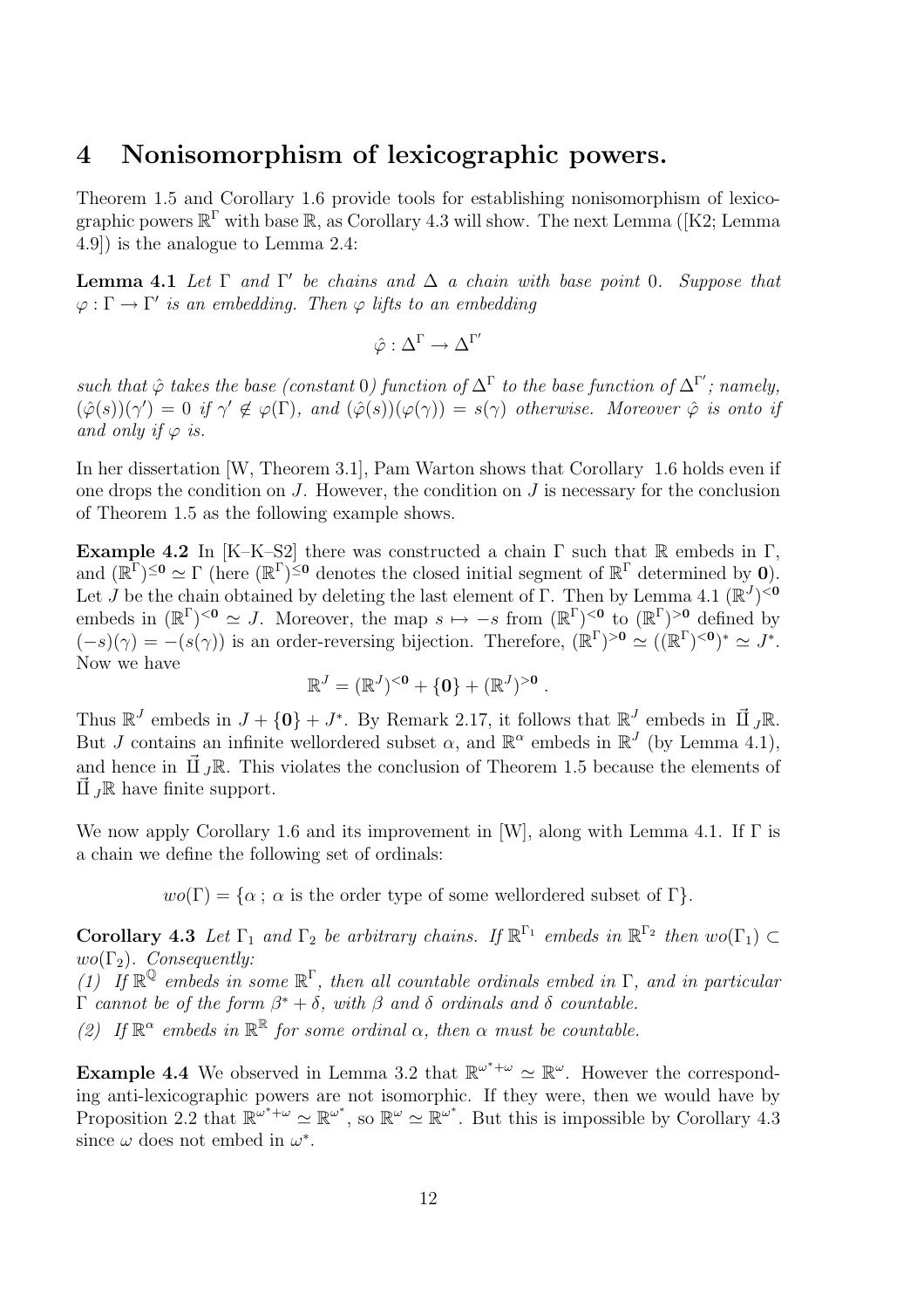# 4 Nonisomorphism of lexicographic powers.

Theorem 1.5 and Corollary 1.6 provide tools for establishing nonisomorphism of lexicographic powers $\mathbb{R}^\Gamma$ with base $\mathbb{R}$, as Corollary 4.3 will show. The next Lemma ([K2; Lemma 4.9]) is the analogue to Lemma 2.4:

**Lemma 4.1** *Let $\Gamma$ and $\Gamma'$ be chains and $\Delta$ a chain with base point 0. Suppose that $\varphi : \Gamma \to \Gamma'$ is an embedding. Then $\varphi$ lifts to an embedding*

$$\hat{\varphi} : \Delta^\Gamma \to \Delta^{\Gamma'}$$

*such that $\hat{\varphi}$ takes the base (constant 0) function of $\Delta^\Gamma$ to the base function of $\Delta^{\Gamma'}$; namely, $(\hat{\varphi}(s))(\gamma') = 0$ if $\gamma' \notin \varphi(\Gamma)$, and $(\hat{\varphi}(s))(\varphi(\gamma)) = s(\gamma)$ otherwise. Moreover $\hat{\varphi}$ is onto if and only if $\varphi$ is.*

In her dissertation [W, Theorem 3.1], Pam Warton shows that Corollary 1.6 holds even if one drops the condition on $J$. However, the condition on $J$ is necessary for the conclusion of Theorem 1.5 as the following example shows.

**Example 4.2** In [K–K–S2] there was constructed a chain $\Gamma$ such that $\mathbb{R}$ embeds in $\Gamma$, and $(\mathbb{R}^\Gamma)^{\leq \mathbf{0}} \simeq \Gamma$ (here $(\mathbb{R}^\Gamma)^{\leq \mathbf{0}}$ denotes the closed initial segment of $\mathbb{R}^\Gamma$ determined by $\mathbf{0}$). Let $J$ be the chain obtained by deleting the last element of $\Gamma$. Then by Lemma 4.1 $(\mathbb{R}^J)^{<\mathbf{0}}$ embeds in $(\mathbb{R}^\Gamma)^{<\mathbf{0}} \simeq J$. Moreover, the map $s \mapsto -s$ from $(\mathbb{R}^\Gamma)^{<\mathbf{0}}$ to $(\mathbb{R}^\Gamma)^{>\mathbf{0}}$ defined by $(-s)(\gamma) = -(s(\gamma))$ is an order-reversing bijection. Therefore, $(\mathbb{R}^\Gamma)^{>\mathbf{0}} \simeq ((\mathbb{R}^\Gamma)^{<\mathbf{0}})^* \simeq J^*$. Now we have

$$\mathbb{R}^J = (\mathbb{R}^J)^{<\mathbf{0}} + \{\mathbf{0}\} + (\mathbb{R}^J)^{>\mathbf{0}} .$$

Thus $\mathbb{R}^J$ embeds in $J + \{\mathbf{0}\} + J^*$. By Remark 2.17, it follows that $\mathbb{R}^J$ embeds in $\vec{\amalg}_J\mathbb{R}$. But $J$ contains an infinite wellordered subset $\alpha$, and $\mathbb{R}^\alpha$ embeds in $\mathbb{R}^J$ (by Lemma 4.1), and hence in $\vec{\amalg}_J\mathbb{R}$. This violates the conclusion of Theorem 1.5 because the elements of $\vec{\amalg}_J\mathbb{R}$ have finite support.

We now apply Corollary 1.6 and its improvement in [W], along with Lemma 4.1. If $\Gamma$ is a chain we define the following set of ordinals:

$$wo(\Gamma) = \{\alpha \,;\, \alpha \text{ is the order type of some wellordered subset of } \Gamma\}.$$

**Corollary 4.3** *Let $\Gamma_1$ and $\Gamma_2$ be arbitrary chains. If $\mathbb{R}^{\Gamma_1}$ embeds in $\mathbb{R}^{\Gamma_2}$ then $wo(\Gamma_1) \subset wo(\Gamma_2)$. Consequently:*
*(1) If $\mathbb{R}^\mathbb{Q}$ embeds in some $\mathbb{R}^\Gamma$, then all countable ordinals embed in $\Gamma$, and in particular $\Gamma$ cannot be of the form $\beta^* + \delta$, with $\beta$ and $\delta$ ordinals and $\delta$ countable.*
*(2) If $\mathbb{R}^\alpha$ embeds in $\mathbb{R}^\mathbb{R}$ for some ordinal $\alpha$, then $\alpha$ must be countable.*

**Example 4.4** We observed in Lemma 3.2 that $\mathbb{R}^{\omega^*+\omega} \simeq \mathbb{R}^\omega$. However the corresponding anti-lexicographic powers are not isomorphic. If they were, then we would have by Proposition 2.2 that $\mathbb{R}^{\omega^*+\omega} \simeq \mathbb{R}^{\omega^*}$, so $\mathbb{R}^\omega \simeq \mathbb{R}^{\omega^*}$. But this is impossible by Corollary 4.3 since $\omega$ does not embed in $\omega^*$.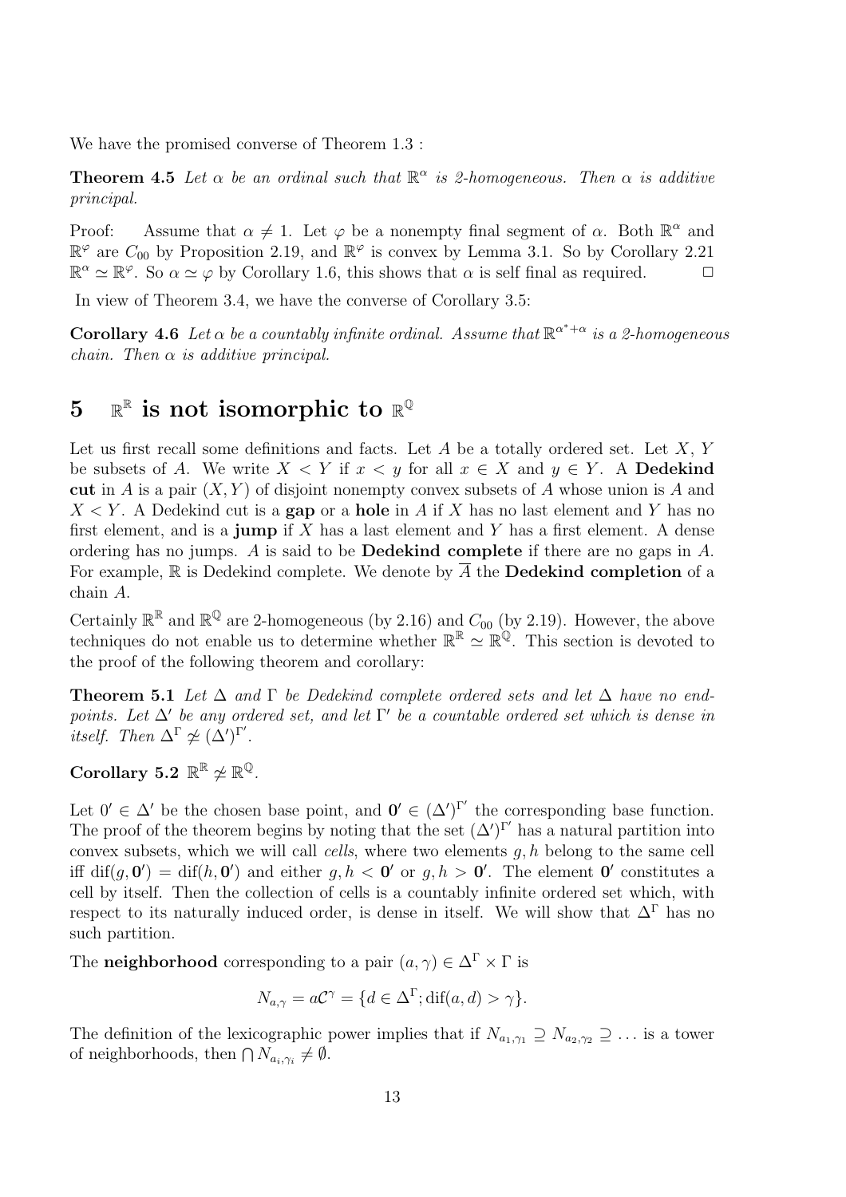We have the promised converse of Theorem 1.3 :

**Theorem 4.5** *Let $\alpha$ be an ordinal such that $\mathbb{R}^\alpha$ is 2-homogeneous. Then $\alpha$ is additive principal.*

Proof: Assume that $\alpha \neq 1$. Let $\varphi$ be a nonempty final segment of $\alpha$. Both $\mathbb{R}^\alpha$ and $\mathbb{R}^\varphi$ are $C_{00}$ by Proposition 2.19, and $\mathbb{R}^\varphi$ is convex by Lemma 3.1. So by Corollary 2.21 $\mathbb{R}^\alpha \simeq \mathbb{R}^\varphi$. So $\alpha \simeq \varphi$ by Corollary 1.6, this shows that $\alpha$ is self final as required. $\square$

In view of Theorem 3.4, we have the converse of Corollary 3.5:

**Corollary 4.6** *Let $\alpha$ be a countably infinite ordinal. Assume that $\mathbb{R}^{\alpha^*+\alpha}$ is a 2-homogeneous chain. Then $\alpha$ is additive principal.*

# 5 $\mathbb{R}^\mathbb{R}$ is not isomorphic to $\mathbb{R}^\mathbb{Q}$

Let us first recall some definitions and facts. Let $A$ be a totally ordered set. Let $X$, $Y$ be subsets of $A$. We write $X < Y$ if $x < y$ for all $x \in X$ and $y \in Y$. A **Dedekind cut** in $A$ is a pair $(X, Y)$ of disjoint nonempty convex subsets of $A$ whose union is $A$ and $X < Y$. A Dedekind cut is a **gap** or a **hole** in $A$ if $X$ has no last element and $Y$ has no first element, and is a **jump** if $X$ has a last element and $Y$ has a first element. A dense ordering has no jumps. $A$ is said to be **Dedekind complete** if there are no gaps in $A$. For example, $\mathbb{R}$ is Dedekind complete. We denote by $\overline{A}$ the **Dedekind completion** of a chain $A$.

Certainly $\mathbb{R}^\mathbb{R}$ and $\mathbb{R}^\mathbb{Q}$ are 2-homogeneous (by 2.16) and $C_{00}$ (by 2.19). However, the above techniques do not enable us to determine whether $\mathbb{R}^\mathbb{R} \simeq \mathbb{R}^\mathbb{Q}$. This section is devoted to the proof of the following theorem and corollary:

**Theorem 5.1** *Let $\Delta$ and $\Gamma$ be Dedekind complete ordered sets and let $\Delta$ have no endpoints. Let $\Delta'$ be any ordered set, and let $\Gamma'$ be a countable ordered set which is dense in itself. Then $\Delta^\Gamma \not\simeq (\Delta')^{\Gamma'}$.*

**Corollary 5.2** $\mathbb{R}^\mathbb{R} \not\simeq \mathbb{R}^\mathbb{Q}$.

Let $0' \in \Delta'$ be the chosen base point, and $\mathbf{0}' \in (\Delta')^{\Gamma'}$ the corresponding base function. The proof of the theorem begins by noting that the set $(\Delta')^{\Gamma'}$ has a natural partition into convex subsets, which we will call *cells*, where two elements $g, h$ belong to the same cell iff $\mathrm{dif}(g, \mathbf{0}') = \mathrm{dif}(h, \mathbf{0}')$ and either $g, h < \mathbf{0}'$ or $g, h > \mathbf{0}'$. The element $\mathbf{0}'$ constitutes a cell by itself. Then the collection of cells is a countably infinite ordered set which, with respect to its naturally induced order, is dense in itself. We will show that $\Delta^\Gamma$ has no such partition.

The **neighborhood** corresponding to a pair $(a, \gamma) \in \Delta^\Gamma \times \Gamma$ is

$$N_{a,\gamma} = a\mathcal{C}^\gamma = \{d \in \Delta^\Gamma; \mathrm{dif}(a, d) > \gamma\}.$$

The definition of the lexicographic power implies that if $N_{a_1,\gamma_1} \supseteq N_{a_2,\gamma_2} \supseteq \ldots$ is a tower of neighborhoods, then $\bigcap N_{a_i,\gamma_i} \neq \emptyset$.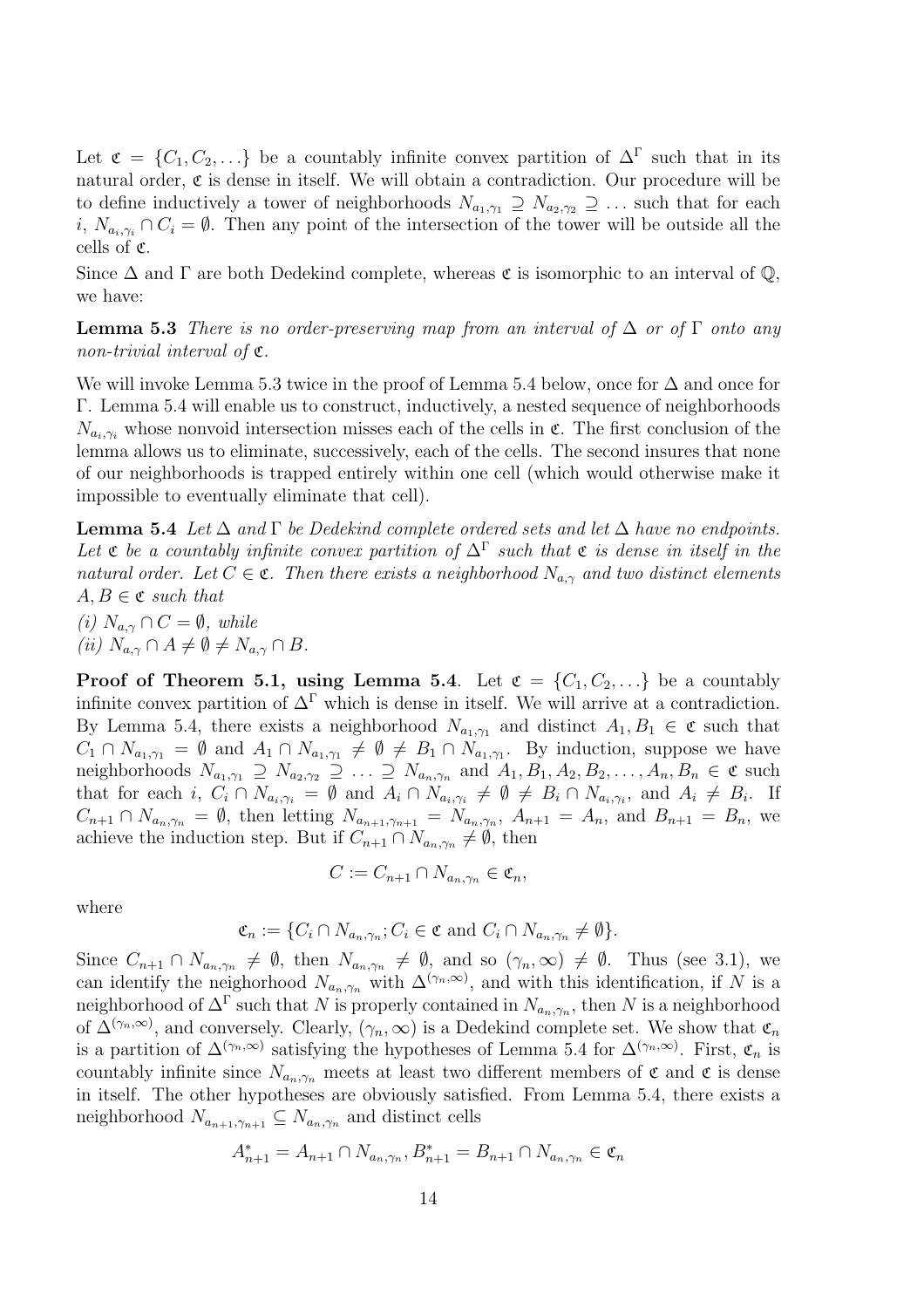Let $\mathfrak{c} = \{C_1, C_2, \ldots\}$ be a countably infinite convex partition of $\Delta^\Gamma$ such that in its natural order, $\mathfrak{c}$ is dense in itself. We will obtain a contradiction. Our procedure will be to define inductively a tower of neighborhoods $N_{a_1,\gamma_1} \supseteq N_{a_2,\gamma_2} \supseteq \ldots$ such that for each $i$, $N_{a_i,\gamma_i} \cap C_i = \emptyset$. Then any point of the intersection of the tower will be outside all the cells of $\mathfrak{c}$.

Since $\Delta$ and $\Gamma$ are both Dedekind complete, whereas $\mathfrak{c}$ is isomorphic to an interval of $\mathbb{Q}$, we have:

**Lemma 5.3** *There is no order-preserving map from an interval of $\Delta$ or of $\Gamma$ onto any non-trivial interval of $\mathfrak{c}$.*

We will invoke Lemma 5.3 twice in the proof of Lemma 5.4 below, once for $\Delta$ and once for $\Gamma$. Lemma 5.4 will enable us to construct, inductively, a nested sequence of neighborhoods $N_{a_i,\gamma_i}$ whose nonvoid intersection misses each of the cells in $\mathfrak{c}$. The first conclusion of the lemma allows us to eliminate, successively, each of the cells. The second insures that none of our neighborhoods is trapped entirely within one cell (which would otherwise make it impossible to eventually eliminate that cell).

**Lemma 5.4** *Let $\Delta$ and $\Gamma$ be Dedekind complete ordered sets and let $\Delta$ have no endpoints. Let $\mathfrak{c}$ be a countably infinite convex partition of $\Delta^\Gamma$ such that $\mathfrak{c}$ is dense in itself in the natural order. Let $C \in \mathfrak{c}$. Then there exists a neighborhood $N_{a,\gamma}$ and two distinct elements $A, B \in \mathfrak{c}$ such that*
*(i) $N_{a,\gamma} \cap C = \emptyset$, while*
*(ii) $N_{a,\gamma} \cap A \neq \emptyset \neq N_{a,\gamma} \cap B$.*

**Proof of Theorem 5.1, using Lemma 5.4**. Let $\mathfrak{c} = \{C_1, C_2, \ldots\}$ be a countably infinite convex partition of $\Delta^\Gamma$ which is dense in itself. We will arrive at a contradiction. By Lemma 5.4, there exists a neighborhood $N_{a_1,\gamma_1}$ and distinct $A_1, B_1 \in \mathfrak{c}$ such that $C_1 \cap N_{a_1,\gamma_1} = \emptyset$ and $A_1 \cap N_{a_1,\gamma_1} \neq \emptyset \neq B_1 \cap N_{a_1,\gamma_1}$. By induction, suppose we have neighborhoods $N_{a_1,\gamma_1} \supseteq N_{a_2,\gamma_2} \supseteq \ldots \supseteq N_{a_n,\gamma_n}$ and $A_1, B_1, A_2, B_2, \ldots, A_n, B_n \in \mathfrak{c}$ such that for each $i$, $C_i \cap N_{a_i,\gamma_i} = \emptyset$ and $A_i \cap N_{a_i,\gamma_i} \neq \emptyset \neq B_i \cap N_{a_i,\gamma_i}$, and $A_i \neq B_i$. If $C_{n+1} \cap N_{a_n,\gamma_n} = \emptyset$, then letting $N_{a_{n+1},\gamma_{n+1}} = N_{a_n,\gamma_n}$, $A_{n+1} = A_n$, and $B_{n+1} = B_n$, we achieve the induction step. But if $C_{n+1} \cap N_{a_n,\gamma_n} \neq \emptyset$, then

$$C := C_{n+1} \cap N_{a_n,\gamma_n} \in \mathfrak{c}_n,$$

where

$$\mathfrak{c}_n := \{C_i \cap N_{a_n,\gamma_n}; C_i \in \mathfrak{c} \text{ and } C_i \cap N_{a_n,\gamma_n} \neq \emptyset\}.$$

Since $C_{n+1} \cap N_{a_n,\gamma_n} \neq \emptyset$, then $N_{a_n,\gamma_n} \neq \emptyset$, and so $(\gamma_n, \infty) \neq \emptyset$. Thus (see 3.1), we can identify the neighborhood $N_{a_n,\gamma_n}$ with $\Delta^{(\gamma_n,\infty)}$, and with this identification, if $N$ is a neighborhood of $\Delta^\Gamma$ such that $N$ is properly contained in $N_{a_n,\gamma_n}$, then $N$ is a neighborhood of $\Delta^{(\gamma_n,\infty)}$, and conversely. Clearly, $(\gamma_n, \infty)$ is a Dedekind complete set. We show that $\mathfrak{c}_n$ is a partition of $\Delta^{(\gamma_n,\infty)}$ satisfying the hypotheses of Lemma 5.4 for $\Delta^{(\gamma_n,\infty)}$. First, $\mathfrak{c}_n$ is countably infinite since $N_{a_n,\gamma_n}$ meets at least two different members of $\mathfrak{c}$ and $\mathfrak{c}$ is dense in itself. The other hypotheses are obviously satisfied. From Lemma 5.4, there exists a neighborhood $N_{a_{n+1},\gamma_{n+1}} \subseteq N_{a_n,\gamma_n}$ and distinct cells

$$A^*_{n+1} = A_{n+1} \cap N_{a_n,\gamma_n}, B^*_{n+1} = B_{n+1} \cap N_{a_n,\gamma_n} \in \mathfrak{c}_n$$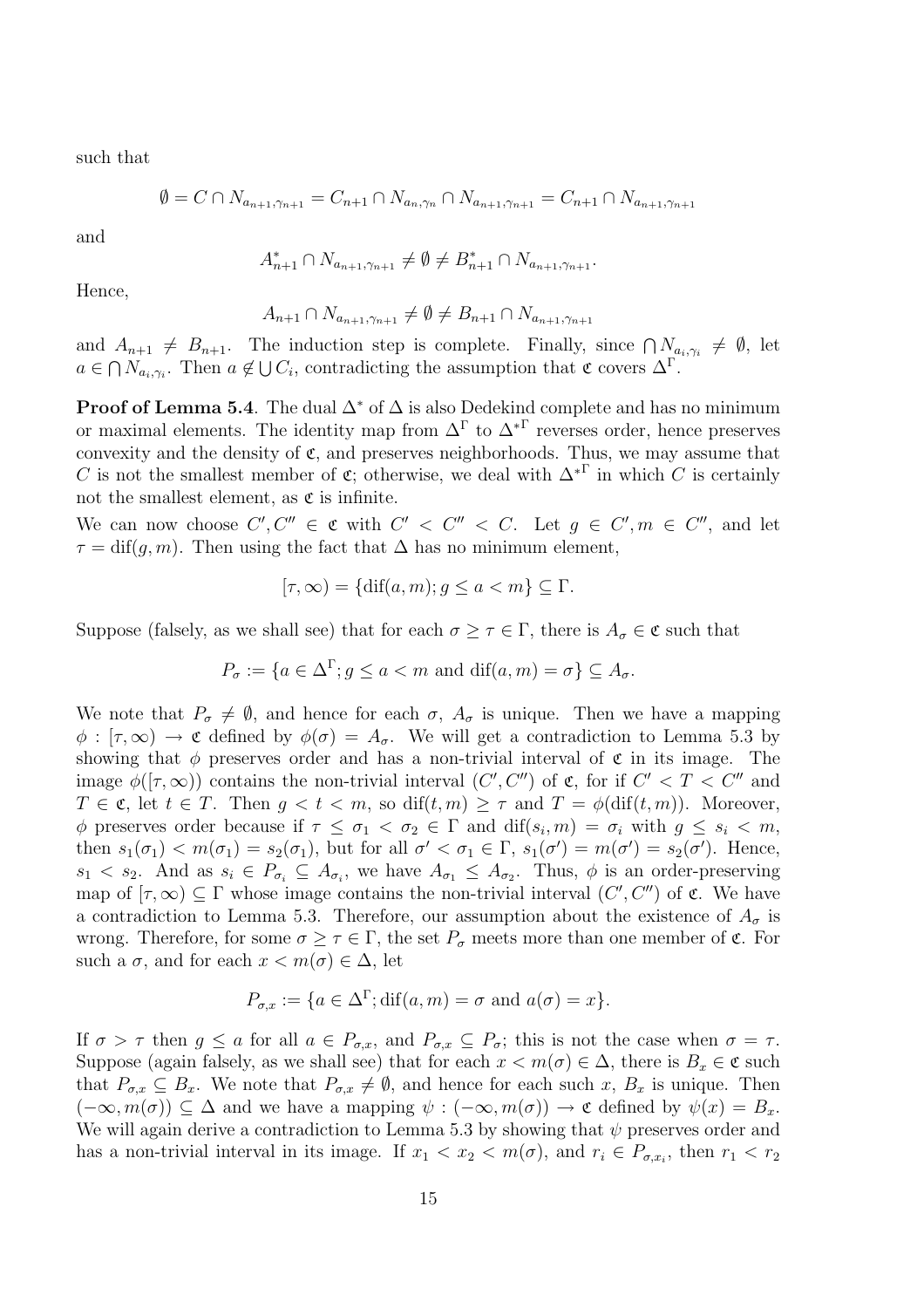such that

$$\emptyset = C \cap N_{a_{n+1},\gamma_{n+1}} = C_{n+1} \cap N_{a_n,\gamma_n} \cap N_{a_{n+1},\gamma_{n+1}} = C_{n+1} \cap N_{a_{n+1},\gamma_{n+1}}$$

and

$$A^*_{n+1} \cap N_{a_{n+1},\gamma_{n+1}} \neq \emptyset \neq B^*_{n+1} \cap N_{a_{n+1},\gamma_{n+1}}.$$

Hence,

$$A_{n+1} \cap N_{a_{n+1},\gamma_{n+1}} \neq \emptyset \neq B_{n+1} \cap N_{a_{n+1},\gamma_{n+1}}$$

and $A_{n+1} \neq B_{n+1}$. The induction step is complete. Finally, since $\bigcap N_{a_i,\gamma_i} \neq \emptyset$, let $a \in \bigcap N_{a_i,\gamma_i}$. Then $a \notin \bigcup C_i$, contradicting the assumption that $\mathfrak{c}$ covers $\Delta^\Gamma$.

**Proof of Lemma 5.4**. The dual $\Delta^*$ of $\Delta$ is also Dedekind complete and has no minimum or maximal elements. The identity map from $\Delta^\Gamma$ to ${\Delta^*}^\Gamma$ reverses order, hence preserves convexity and the density of $\mathfrak{c}$, and preserves neighborhoods. Thus, we may assume that $C$ is not the smallest member of $\mathfrak{c}$; otherwise, we deal with ${\Delta^*}^\Gamma$ in which $C$ is certainly not the smallest element, as $\mathfrak{c}$ is infinite.

We can now choose $C', C'' \in \mathfrak{c}$ with $C' < C'' < C$. Let $g \in C', m \in C''$, and let $\tau = \mathrm{dif}(g, m)$. Then using the fact that $\Delta$ has no minimum element,

$$[\tau, \infty) = \{\mathrm{dif}(a, m); g \leq a < m\} \subseteq \Gamma.$$

Suppose (falsely, as we shall see) that for each $\sigma \geq \tau \in \Gamma$, there is $A_\sigma \in \mathfrak{c}$ such that

$$P_\sigma := \{a \in \Delta^\Gamma; g \leq a < m \text{ and } \mathrm{dif}(a, m) = \sigma\} \subseteq A_\sigma.$$

We note that $P_\sigma \neq \emptyset$, and hence for each $\sigma$, $A_\sigma$ is unique. Then we have a mapping $\phi : [\tau, \infty) \to \mathfrak{c}$ defined by $\phi(\sigma) = A_\sigma$. We will get a contradiction to Lemma 5.3 by showing that $\phi$ preserves order and has a non-trivial interval of $\mathfrak{c}$ in its image. The image $\phi([\tau, \infty))$ contains the non-trivial interval $(C', C'')$ of $\mathfrak{c}$, for if $C' < T < C''$ and $T \in \mathfrak{c}$, let $t \in T$. Then $g < t < m$, so $\mathrm{dif}(t, m) \geq \tau$ and $T = \phi(\mathrm{dif}(t, m))$. Moreover, $\phi$ preserves order because if $\tau \leq \sigma_1 < \sigma_2 \in \Gamma$ and $\mathrm{dif}(s_i, m) = \sigma_i$ with $g \leq s_i < m$, then $s_1(\sigma_1) < m(\sigma_1) = s_2(\sigma_1)$, but for all $\sigma' < \sigma_1 \in \Gamma$, $s_1(\sigma') = m(\sigma') = s_2(\sigma')$. Hence, $s_1 < s_2$. And as $s_i \in P_{\sigma_i} \subseteq A_{\sigma_i}$, we have $A_{\sigma_1} \leq A_{\sigma_2}$. Thus, $\phi$ is an order-preserving map of $[\tau, \infty) \subseteq \Gamma$ whose image contains the non-trivial interval $(C', C'')$ of $\mathfrak{c}$. We have a contradiction to Lemma 5.3. Therefore, our assumption about the existence of $A_\sigma$ is wrong. Therefore, for some $\sigma \geq \tau \in \Gamma$, the set $P_\sigma$ meets more than one member of $\mathfrak{c}$. For such a $\sigma$, and for each $x < m(\sigma) \in \Delta$, let

$$P_{\sigma,x} := \{a \in \Delta^\Gamma; \mathrm{dif}(a, m) = \sigma \text{ and } a(\sigma) = x\}.$$

If $\sigma > \tau$ then $g \leq a$ for all $a \in P_{\sigma,x}$, and $P_{\sigma,x} \subseteq P_\sigma$; this is not the case when $\sigma = \tau$. Suppose (again falsely, as we shall see) that for each $x < m(\sigma) \in \Delta$, there is $B_x \in \mathfrak{c}$ such that $P_{\sigma,x} \subseteq B_x$. We note that $P_{\sigma,x} \neq \emptyset$, and hence for each such $x$, $B_x$ is unique. Then $(-\infty, m(\sigma)) \subseteq \Delta$ and we have a mapping $\psi : (-\infty, m(\sigma)) \to \mathfrak{c}$ defined by $\psi(x) = B_x$. We will again derive a contradiction to Lemma 5.3 by showing that $\psi$ preserves order and has a non-trivial interval in its image. If $x_1 < x_2 < m(\sigma)$, and $r_i \in P_{\sigma,x_i}$, then $r_1 < r_2$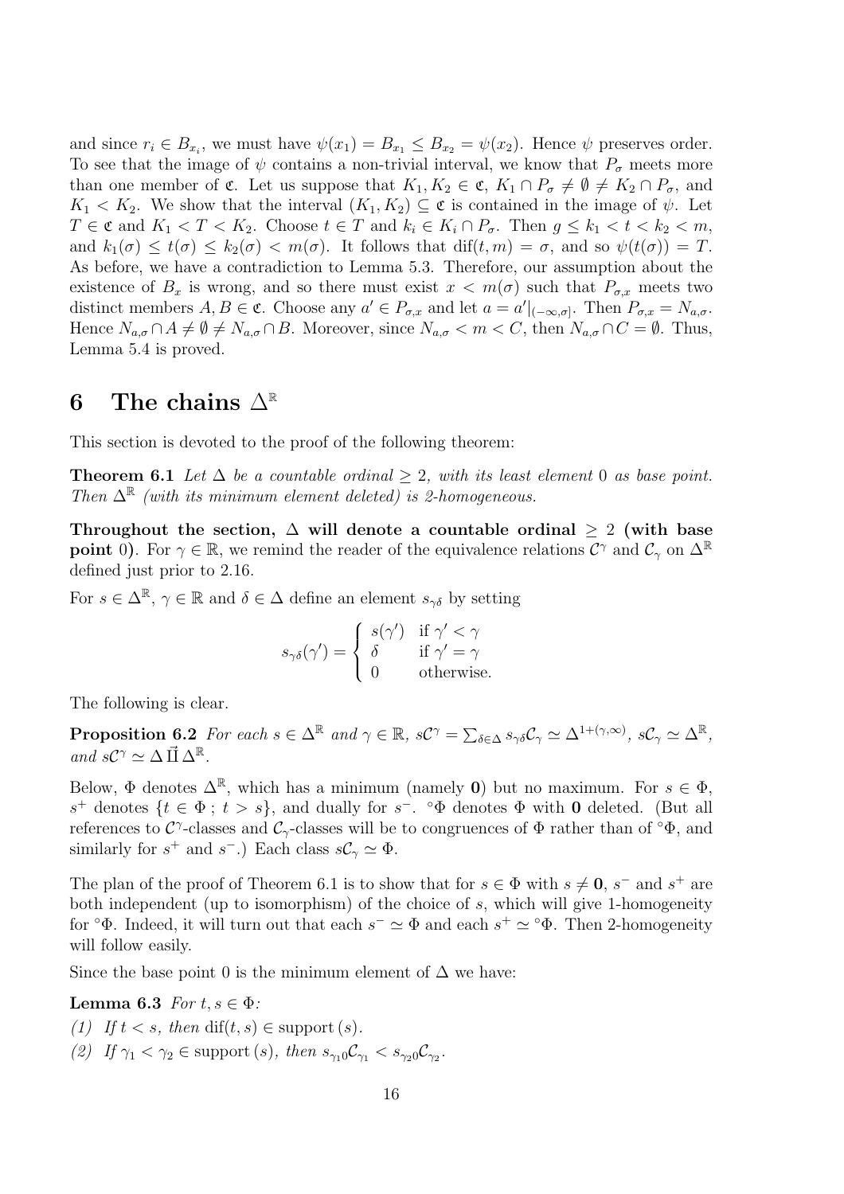and since $r_i \in B_{x_i}$, we must have $\psi(x_1) = B_{x_1} \leq B_{x_2} = \psi(x_2)$. Hence $\psi$ preserves order. To see that the image of $\psi$ contains a non-trivial interval, we know that $P_\sigma$ meets more than one member of $\mathfrak{C}$. Let us suppose that $K_1, K_2 \in \mathfrak{C}$, $K_1 \cap P_\sigma \neq \emptyset \neq K_2 \cap P_\sigma$, and $K_1 < K_2$. We show that the interval $(K_1, K_2) \subseteq \mathfrak{C}$ is contained in the image of $\psi$. Let $T \in \mathfrak{C}$ and $K_1 < T < K_2$. Choose $t \in T$ and $k_i \in K_i \cap P_\sigma$. Then $g \leq k_1 < t < k_2 < m$, and $k_1(\sigma) \leq t(\sigma) \leq k_2(\sigma) < m(\sigma)$. It follows that $\text{dif}(t, m) = \sigma$, and so $\psi(t(\sigma)) = T$. As before, we have a contradiction to Lemma 5.3. Therefore, our assumption about the existence of $B_x$ is wrong, and so there must exist $x < m(\sigma)$ such that $P_{\sigma,x}$ meets two distinct members $A, B \in \mathfrak{C}$. Choose any $a' \in P_{\sigma,x}$ and let $a = a'|_{(-\infty,\sigma]}$. Then $P_{\sigma,x} = N_{a,\sigma}$. Hence $N_{a,\sigma} \cap A \neq \emptyset \neq N_{a,\sigma} \cap B$. Moreover, since $N_{a,\sigma} < m < C$, then $N_{a,\sigma} \cap C = \emptyset$. Thus, Lemma 5.4 is proved.

# 6 The chains $\Delta^{\mathbb{R}}$

This section is devoted to the proof of the following theorem:

**Theorem 6.1** *Let $\Delta$ be a countable ordinal $\geq 2$, with its least element 0 as base point. Then $\Delta^{\mathbb{R}}$ (with its minimum element deleted) is 2-homogeneous.*

**Throughout the section, $\Delta$ will denote a countable ordinal $\geq 2$ (with base point 0).** For $\gamma \in \mathbb{R}$, we remind the reader of the equivalence relations $\mathcal{C}^\gamma$ and $\mathcal{C}_\gamma$ on $\Delta^{\mathbb{R}}$ defined just prior to 2.16.

For $s \in \Delta^{\mathbb{R}}$, $\gamma \in \mathbb{R}$ and $\delta \in \Delta$ define an element $s_{\gamma\delta}$ by setting

$$s_{\gamma\delta}(\gamma') = \begin{cases} s(\gamma') & \text{if } \gamma' < \gamma \\ \delta & \text{if } \gamma' = \gamma \\ 0 & \text{otherwise.} \end{cases}$$

The following is clear.

**Proposition 6.2** *For each $s \in \Delta^{\mathbb{R}}$ and $\gamma \in \mathbb{R}$, $s\mathcal{C}^\gamma = \sum_{\delta \in \Delta} s_{\gamma\delta}\mathcal{C}_\gamma \simeq \Delta^{1+(\gamma,\infty)}$, $s\mathcal{C}_\gamma \simeq \Delta^{\mathbb{R}}$, and $s\mathcal{C}^\gamma \simeq \Delta \vec{\Pi} \Delta^{\mathbb{R}}$.*

Below, $\Phi$ denotes $\Delta^{\mathbb{R}}$, which has a minimum (namely $\mathbf{0}$) but no maximum. For $s \in \Phi$, $s^+$ denotes $\{t \in \Phi \,;\, t > s\}$, and dually for $s^-$. ${}^\circ\Phi$ denotes $\Phi$ with $\mathbf{0}$ deleted. (But all references to $\mathcal{C}^\gamma$-classes and $\mathcal{C}_\gamma$-classes will be to congruences of $\Phi$ rather than of ${}^\circ\Phi$, and similarly for $s^+$ and $s^-$.) Each class $s\mathcal{C}_\gamma \simeq \Phi$.

The plan of the proof of Theorem 6.1 is to show that for $s \in \Phi$ with $s \neq \mathbf{0}$, $s^-$ and $s^+$ are both independent (up to isomorphism) of the choice of $s$, which will give 1-homogeneity for ${}^\circ\Phi$. Indeed, it will turn out that each $s^- \simeq \Phi$ and each $s^+ \simeq {}^\circ\Phi$. Then 2-homogeneity will follow easily.

Since the base point 0 is the minimum element of $\Delta$ we have:

**Lemma 6.3** *For $t, s \in \Phi$:*

*(1) If $t < s$, then $\text{dif}(t, s) \in \text{support}\,(s)$.*

*(2) If $\gamma_1 < \gamma_2 \in \text{support}\,(s)$, then $s_{\gamma_1 0}\mathcal{C}_{\gamma_1} < s_{\gamma_2 0}\mathcal{C}_{\gamma_2}$.*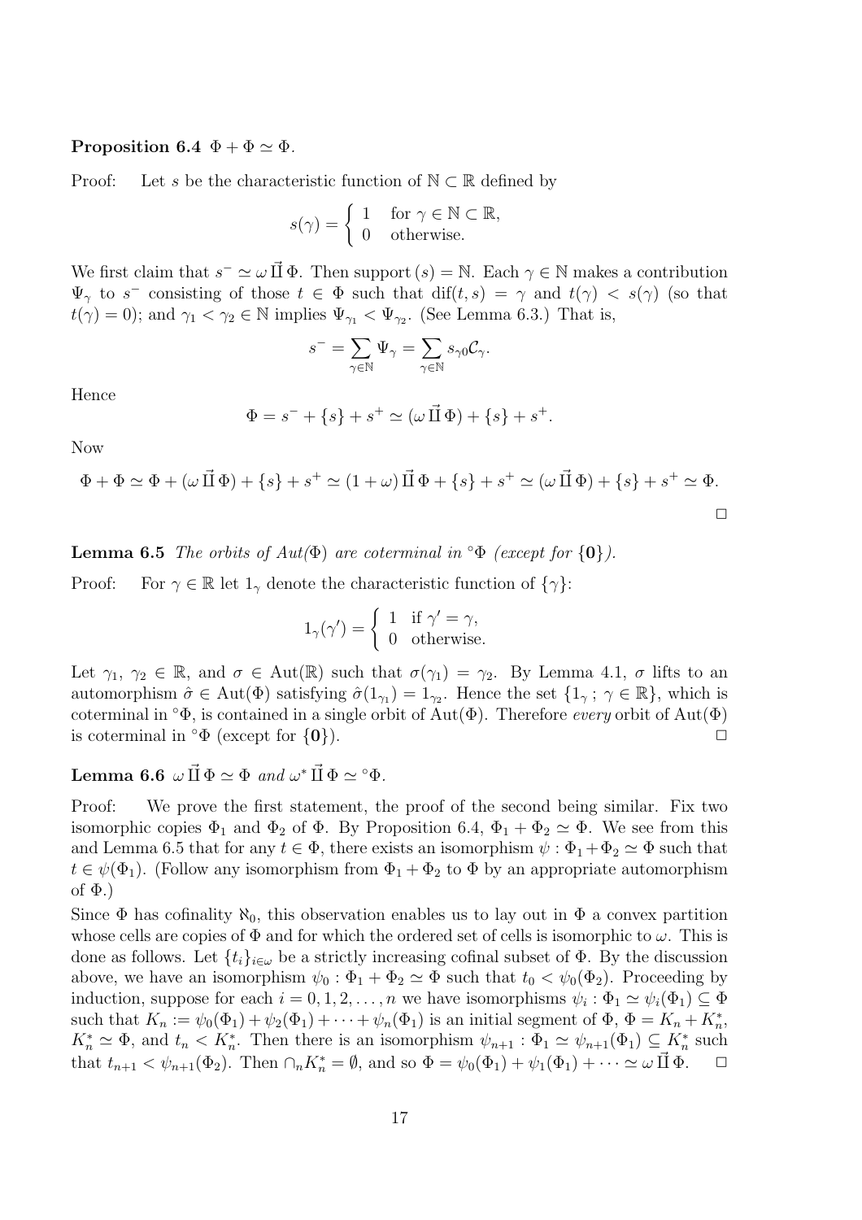**Proposition 6.4** $\Phi + \Phi \simeq \Phi$.

Proof: Let $s$ be the characteristic function of $\mathbb{N} \subset \mathbb{R}$ defined by

$$s(\gamma) = \begin{cases} 1 & \text{for } \gamma \in \mathbb{N} \subset \mathbb{R}, \\ 0 & \text{otherwise.} \end{cases}$$

We first claim that $s^- \simeq \omega \,\vec{\amalg}\, \Phi$. Then support $(s) = \mathbb{N}$. Each $\gamma \in \mathbb{N}$ makes a contribution $\Psi_\gamma$ to $s^-$ consisting of those $t \in \Phi$ such that $\mathrm{dif}(t, s) = \gamma$ and $t(\gamma) < s(\gamma)$ (so that $t(\gamma) = 0$); and $\gamma_1 < \gamma_2 \in \mathbb{N}$ implies $\Psi_{\gamma_1} < \Psi_{\gamma_2}$. (See Lemma 6.3.) That is,

$$s^- = \sum_{\gamma \in \mathbb{N}} \Psi_\gamma = \sum_{\gamma \in \mathbb{N}} s_{\gamma 0} \mathcal{C}_\gamma.$$

Hence

$$\Phi = s^- + \{s\} + s^+ \simeq (\omega \,\vec{\amalg}\, \Phi) + \{s\} + s^+.$$

Now

$$\Phi + \Phi \simeq \Phi + (\omega \,\vec{\amalg}\, \Phi) + \{s\} + s^+ \simeq (1 + \omega) \,\vec{\amalg}\, \Phi + \{s\} + s^+ \simeq (\omega \,\vec{\amalg}\, \Phi) + \{s\} + s^+ \simeq \Phi.$$

$\square$

**Lemma 6.5** *The orbits of Aut($\Phi$) are coterminal in $^\circ\Phi$ (except for $\{\mathbf{0}\}$).*

Proof: For $\gamma \in \mathbb{R}$ let $1_\gamma$ denote the characteristic function of $\{\gamma\}$:

$$1_\gamma(\gamma') = \begin{cases} 1 & \text{if } \gamma' = \gamma, \\ 0 & \text{otherwise.} \end{cases}$$

Let $\gamma_1$, $\gamma_2 \in \mathbb{R}$, and $\sigma \in \mathrm{Aut}(\mathbb{R})$ such that $\sigma(\gamma_1) = \gamma_2$. By Lemma 4.1, $\sigma$ lifts to an automorphism $\hat{\sigma} \in \mathrm{Aut}(\Phi)$ satisfying $\hat{\sigma}(1_{\gamma_1}) = 1_{\gamma_2}$. Hence the set $\{1_\gamma \,;\, \gamma \in \mathbb{R}\}$, which is coterminal in $^\circ\Phi$, is contained in a single orbit of $\mathrm{Aut}(\Phi)$. Therefore *every* orbit of $\mathrm{Aut}(\Phi)$ is coterminal in $^\circ\Phi$ (except for $\{\mathbf{0}\}$). $\square$

**Lemma 6.6** $\omega \,\vec{\amalg}\, \Phi \simeq \Phi$ *and* $\omega^* \,\vec{\amalg}\, \Phi \simeq {}^\circ\Phi$.

Proof: We prove the first statement, the proof of the second being similar. Fix two isomorphic copies $\Phi_1$ and $\Phi_2$ of $\Phi$. By Proposition 6.4, $\Phi_1 + \Phi_2 \simeq \Phi$. We see from this and Lemma 6.5 that for any $t \in \Phi$, there exists an isomorphism $\psi : \Phi_1 + \Phi_2 \simeq \Phi$ such that $t \in \psi(\Phi_1)$. (Follow any isomorphism from $\Phi_1 + \Phi_2$ to $\Phi$ by an appropriate automorphism of $\Phi$.)

Since $\Phi$ has cofinality $\aleph_0$, this observation enables us to lay out in $\Phi$ a convex partition whose cells are copies of $\Phi$ and for which the ordered set of cells is isomorphic to $\omega$. This is done as follows. Let $\{t_i\}_{i \in \omega}$ be a strictly increasing cofinal subset of $\Phi$. By the discussion above, we have an isomorphism $\psi_0 : \Phi_1 + \Phi_2 \simeq \Phi$ such that $t_0 < \psi_0(\Phi_2)$. Proceeding by induction, suppose for each $i = 0, 1, 2, \ldots, n$ we have isomorphisms $\psi_i : \Phi_1 \simeq \psi_i(\Phi_1) \subseteq \Phi$ such that $K_n := \psi_0(\Phi_1) + \psi_2(\Phi_1) + \cdots + \psi_n(\Phi_1)$ is an initial segment of $\Phi$, $\Phi = K_n + K_n^*$, $K_n^* \simeq \Phi$, and $t_n < K_n^*$. Then there is an isomorphism $\psi_{n+1} : \Phi_1 \simeq \psi_{n+1}(\Phi_1) \subseteq K_n^*$ such that $t_{n+1} < \psi_{n+1}(\Phi_2)$. Then $\cap_n K_n^* = \emptyset$, and so $\Phi = \psi_0(\Phi_1) + \psi_1(\Phi_1) + \cdots \simeq \omega \,\vec{\amalg}\, \Phi$. $\square$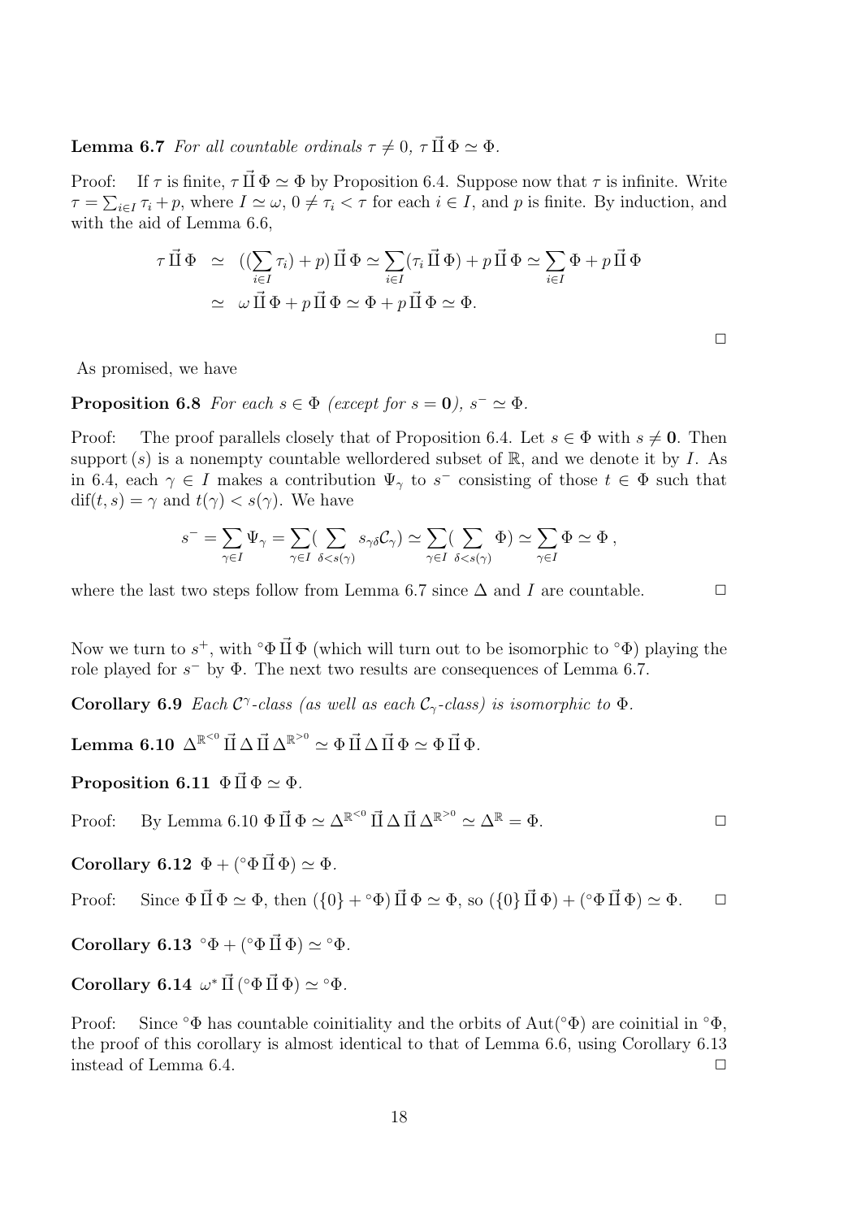**Lemma 6.7** *For all countable ordinals $\tau \neq 0$, $\tau \vec{\amalg} \Phi \simeq \Phi$.*

Proof: If $\tau$ is finite, $\tau \vec{\amalg} \Phi \simeq \Phi$ by Proposition 6.4. Suppose now that $\tau$ is infinite. Write $\tau = \sum_{i \in I} \tau_i + p$, where $I \simeq \omega$, $0 \neq \tau_i < \tau$ for each $i \in I$, and $p$ is finite. By induction, and with the aid of Lemma 6.6,

$$
\begin{aligned}
\tau \vec{\amalg} \Phi &\simeq ((\sum_{i \in I} \tau_i) + p) \vec{\amalg} \Phi \simeq \sum_{i \in I} (\tau_i \vec{\amalg} \Phi) + p \vec{\amalg} \Phi \simeq \sum_{i \in I} \Phi + p \vec{\amalg} \Phi \\
&\simeq \omega \vec{\amalg} \Phi + p \vec{\amalg} \Phi \simeq \Phi + p \vec{\amalg} \Phi \simeq \Phi.
\end{aligned}
$$

□

As promised, we have

**Proposition 6.8** *For each $s \in \Phi$ (except for $s = \mathbf{0}$), $s^- \simeq \Phi$.*

Proof: The proof parallels closely that of Proposition 6.4. Let $s \in \Phi$ with $s \neq \mathbf{0}$. Then support $(s)$ is a nonempty countable wellordered subset of $\mathbb{R}$, and we denote it by $I$. As in 6.4, each $\gamma \in I$ makes a contribution $\Psi_\gamma$ to $s^-$ consisting of those $t \in \Phi$ such that $\operatorname{dif}(t, s) = \gamma$ and $t(\gamma) < s(\gamma)$. We have

$$
s^- = \sum_{\gamma \in I} \Psi_\gamma = \sum_{\gamma \in I} (\sum_{\delta < s(\gamma)} s_{\gamma\delta} \mathcal{C}_\gamma) \simeq \sum_{\gamma \in I} (\sum_{\delta < s(\gamma)} \Phi) \simeq \sum_{\gamma \in I} \Phi \simeq \Phi \,,
$$

where the last two steps follow from Lemma 6.7 since $\Delta$ and $I$ are countable. □

Now we turn to $s^+$, with ${}^\circ\Phi \vec{\amalg} \Phi$ (which will turn out to be isomorphic to ${}^\circ\Phi$) playing the role played for $s^-$ by $\Phi$. The next two results are consequences of Lemma 6.7.

**Corollary 6.9** *Each $\mathcal{C}^\gamma$-class (as well as each $\mathcal{C}_\gamma$-class) is isomorphic to $\Phi$.*

**Lemma 6.10** $\Delta^{\mathbb{R}^{<0}} \vec{\amalg} \Delta \vec{\amalg} \Delta^{\mathbb{R}^{>0}} \simeq \Phi \vec{\amalg} \Delta \vec{\amalg} \Phi \simeq \Phi \vec{\amalg} \Phi$.

**Proposition 6.11** $\Phi \vec{\amalg} \Phi \simeq \Phi$.

Proof: By Lemma 6.10 $\Phi \vec{\amalg} \Phi \simeq \Delta^{\mathbb{R}^{<0}} \vec{\amalg} \Delta \vec{\amalg} \Delta^{\mathbb{R}^{>0}} \simeq \Delta^{\mathbb{R}} = \Phi$. □

**Corollary 6.12** $\Phi + ({}^\circ\Phi \vec{\amalg} \Phi) \simeq \Phi$.

Proof: Since $\Phi \vec{\amalg} \Phi \simeq \Phi$, then $(\{0\} + {}^\circ\Phi) \vec{\amalg} \Phi \simeq \Phi$, so $(\{0\} \vec{\amalg} \Phi) + ({}^\circ\Phi \vec{\amalg} \Phi) \simeq \Phi$. □

**Corollary 6.13** ${}^\circ\Phi + ({}^\circ\Phi \vec{\amalg} \Phi) \simeq {}^\circ\Phi$.

**Corollary 6.14** $\omega^* \vec{\amalg} ({}^\circ\Phi \vec{\amalg} \Phi) \simeq {}^\circ\Phi$.

Proof: Since ${}^\circ\Phi$ has countable coinitiality and the orbits of $\operatorname{Aut}({}^\circ\Phi)$ are coinitial in ${}^\circ\Phi$, the proof of this corollary is almost identical to that of Lemma 6.6, using Corollary 6.13 instead of Lemma 6.4. □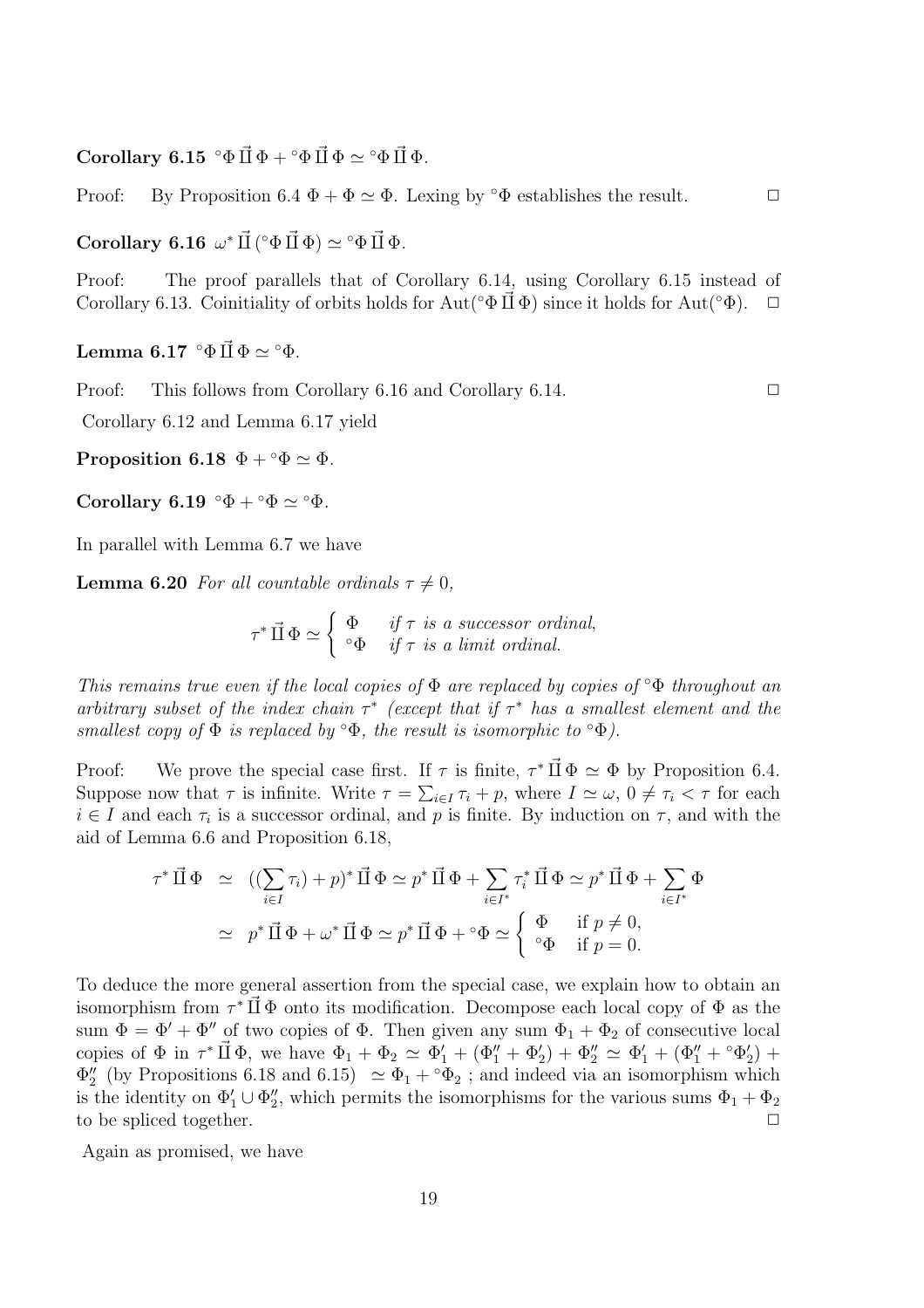**Corollary 6.15** $^\circ\Phi \vec{\amalg} \Phi + {}^\circ\Phi \vec{\amalg} \Phi \simeq {}^\circ\Phi \vec{\amalg} \Phi$.

Proof: By Proposition 6.4 $\Phi + \Phi \simeq \Phi$. Lexing by $^\circ\Phi$ establishes the result. $\Box$

**Corollary 6.16** $\omega^* \vec{\amalg} ({}^\circ\Phi \vec{\amalg} \Phi) \simeq {}^\circ\Phi \vec{\amalg} \Phi$.

Proof: The proof parallels that of Corollary 6.14, using Corollary 6.15 instead of Corollary 6.13. Coinitiality of orbits holds for $\mathrm{Aut}({}^\circ\Phi \vec{\amalg} \Phi)$ since it holds for $\mathrm{Aut}({}^\circ\Phi)$. $\Box$

**Lemma 6.17** $^\circ\Phi \vec{\amalg} \Phi \simeq {}^\circ\Phi$.

Proof: This follows from Corollary 6.16 and Corollary 6.14. $\Box$

Corollary 6.12 and Lemma 6.17 yield

**Proposition 6.18** $\Phi + {}^\circ\Phi \simeq \Phi$.

**Corollary 6.19** $^\circ\Phi + {}^\circ\Phi \simeq {}^\circ\Phi$.

In parallel with Lemma 6.7 we have

**Lemma 6.20** *For all countable ordinals $\tau \neq 0$,*

$$\tau^* \vec{\amalg} \Phi \simeq \begin{cases} \Phi & \text{if } \tau \text{ is a successor ordinal,} \\ {}^\circ\Phi & \text{if } \tau \text{ is a limit ordinal.} \end{cases}$$

*This remains true even if the local copies of $\Phi$ are replaced by copies of $^\circ\Phi$ throughout an arbitrary subset of the index chain $\tau^*$ (except that if $\tau^*$ has a smallest element and the smallest copy of $\Phi$ is replaced by $^\circ\Phi$, the result is isomorphic to $^\circ\Phi$).*

Proof: We prove the special case first. If $\tau$ is finite, $\tau^* \vec{\amalg} \Phi \simeq \Phi$ by Proposition 6.4. Suppose now that $\tau$ is infinite. Write $\tau = \sum_{i \in I} \tau_i + p$, where $I \simeq \omega$, $0 \neq \tau_i < \tau$ for each $i \in I$ and each $\tau_i$ is a successor ordinal, and $p$ is finite. By induction on $\tau$, and with the aid of Lemma 6.6 and Proposition 6.18,

$$\begin{aligned} \tau^* \vec{\amalg} \Phi &\simeq ((\sum_{i \in I} \tau_i) + p)^* \vec{\amalg} \Phi \simeq p^* \vec{\amalg} \Phi + \sum_{i \in I^*} \tau_i^* \vec{\amalg} \Phi \simeq p^* \vec{\amalg} \Phi + \sum_{i \in I^*} \Phi \\ &\simeq p^* \vec{\amalg} \Phi + \omega^* \vec{\amalg} \Phi \simeq p^* \vec{\amalg} \Phi + {}^\circ\Phi \simeq \begin{cases} \Phi & \text{if } p \neq 0, \\ {}^\circ\Phi & \text{if } p = 0. \end{cases} \end{aligned}$$

To deduce the more general assertion from the special case, we explain how to obtain an isomorphism from $\tau^* \vec{\amalg} \Phi$ onto its modification. Decompose each local copy of $\Phi$ as the sum $\Phi = \Phi' + \Phi''$ of two copies of $\Phi$. Then given any sum $\Phi_1 + \Phi_2$ of consecutive local copies of $\Phi$ in $\tau^* \vec{\amalg} \Phi$, we have $\Phi_1 + \Phi_2 \simeq \Phi_1' + (\Phi_1'' + \Phi_2') + \Phi_2'' \simeq \Phi_1' + (\Phi_1'' + {}^\circ\Phi_2') + \Phi_2''$ (by Propositions 6.18 and 6.15) $\simeq \Phi_1 + {}^\circ\Phi_2$ ; and indeed via an isomorphism which is the identity on $\Phi_1' \cup \Phi_2''$, which permits the isomorphisms for the various sums $\Phi_1 + \Phi_2$ to be spliced together. $\Box$

Again as promised, we have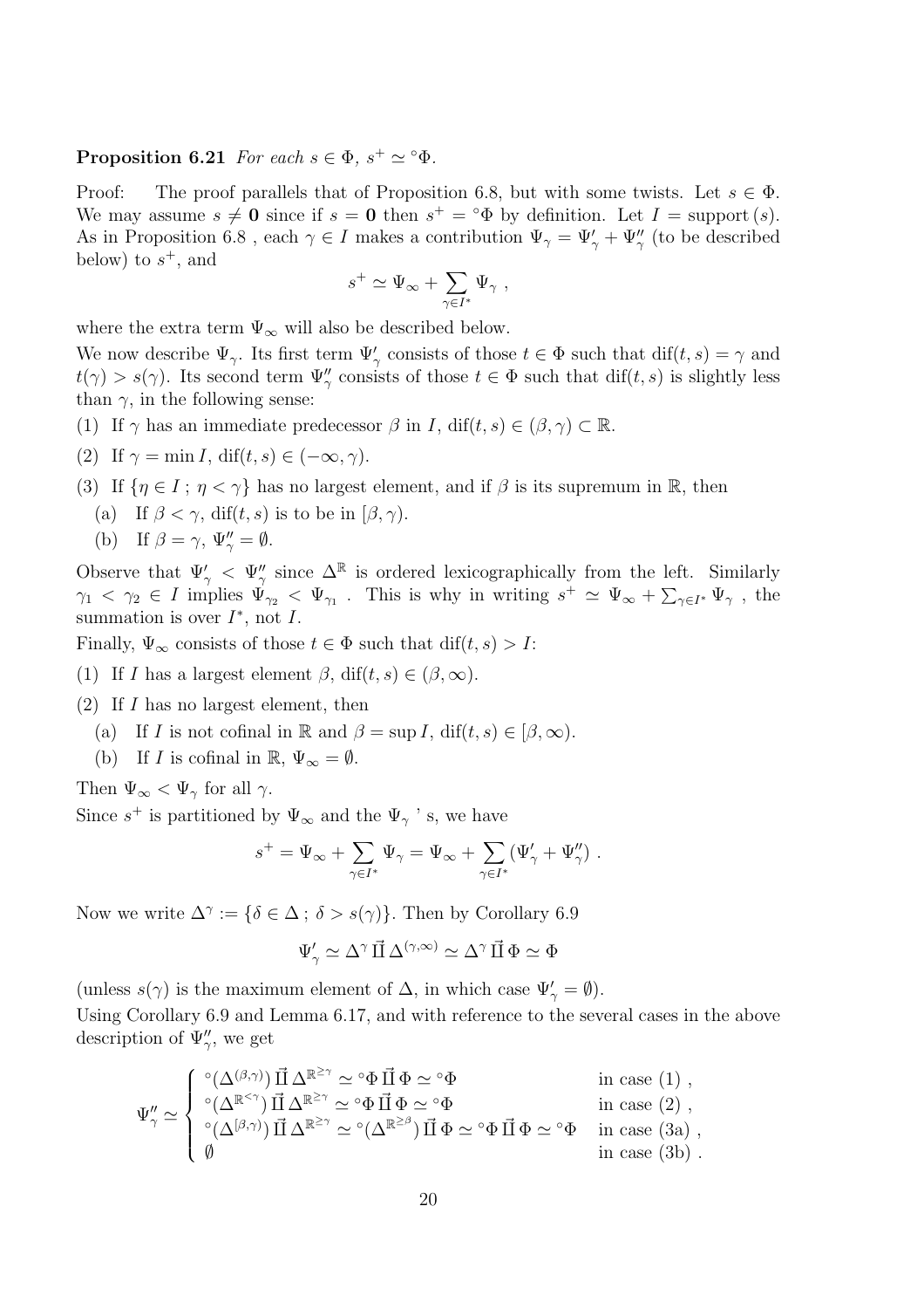**Proposition 6.21** *For each $s \in \Phi$, $s^+ \simeq {}^\circ\Phi$.*

Proof: The proof parallels that of Proposition 6.8, but with some twists. Let $s \in \Phi$. We may assume $s \neq \mathbf{0}$ since if $s = \mathbf{0}$ then $s^+ = {}^\circ\Phi$ by definition. Let $I = \operatorname{support}(s)$. As in Proposition 6.8 , each $\gamma \in I$ makes a contribution $\Psi_\gamma = \Psi'_\gamma + \Psi''_\gamma$ (to be described below) to $s^+$, and

$$s^+ \simeq \Psi_\infty + \sum_{\gamma \in I^*} \Psi_\gamma \ ,$$

where the extra term $\Psi_\infty$ will also be described below.

We now describe $\Psi_\gamma$. Its first term $\Psi'_\gamma$ consists of those $t \in \Phi$ such that $\operatorname{dif}(t,s) = \gamma$ and $t(\gamma) > s(\gamma)$. Its second term $\Psi''_\gamma$ consists of those $t \in \Phi$ such that $\operatorname{dif}(t,s)$ is slightly less than $\gamma$, in the following sense:

(1) If $\gamma$ has an immediate predecessor $\beta$ in $I$, $\operatorname{dif}(t,s) \in (\beta, \gamma) \subset \mathbb{R}$.

(2) If $\gamma = \min I$, $\operatorname{dif}(t,s) \in (-\infty, \gamma)$.

(3) If $\{\eta \in I \,;\, \eta < \gamma\}$ has no largest element, and if $\beta$ is its supremum in $\mathbb{R}$, then

  (a) If $\beta < \gamma$, $\operatorname{dif}(t,s)$ is to be in $[\beta, \gamma)$.

  (b) If $\beta = \gamma$, $\Psi''_\gamma = \emptyset$.

Observe that $\Psi'_\gamma < \Psi''_\gamma$ since $\Delta^{\mathbb{R}}$ is ordered lexicographically from the left. Similarly $\gamma_1 < \gamma_2 \in I$ implies $\Psi_{\gamma_2} < \Psi_{\gamma_1}$ . This is why in writing $s^+ \simeq \Psi_\infty + \sum_{\gamma \in I^*} \Psi_\gamma$ , the summation is over $I^*$, not $I$.

Finally, $\Psi_\infty$ consists of those $t \in \Phi$ such that $\operatorname{dif}(t,s) > I$:

(1) If $I$ has a largest element $\beta$, $\operatorname{dif}(t,s) \in (\beta, \infty)$.

(2) If $I$ has no largest element, then

  (a) If $I$ is not cofinal in $\mathbb{R}$ and $\beta = \sup I$, $\operatorname{dif}(t,s) \in [\beta, \infty)$.

  (b) If $I$ is cofinal in $\mathbb{R}$, $\Psi_\infty = \emptyset$.

Then $\Psi_\infty < \Psi_\gamma$ for all $\gamma$.

Since $s^+$ is partitioned by $\Psi_\infty$ and the $\Psi_\gamma$ ' s, we have

$$s^+ = \Psi_\infty + \sum_{\gamma \in I^*} \Psi_\gamma = \Psi_\infty + \sum_{\gamma \in I^*} (\Psi'_\gamma + \Psi''_\gamma) \ .$$

Now we write $\Delta^\gamma := \{\delta \in \Delta \,;\, \delta > s(\gamma)\}$. Then by Corollary 6.9

$$\Psi'_\gamma \simeq \Delta^\gamma \,\vec{\Pi}\, \Delta^{(\gamma,\infty)} \simeq \Delta^\gamma \,\vec{\Pi}\, \Phi \simeq \Phi$$

(unless $s(\gamma)$ is the maximum element of $\Delta$, in which case $\Psi'_\gamma = \emptyset$).

Using Corollary 6.9 and Lemma 6.17, and with reference to the several cases in the above description of $\Psi''_\gamma$, we get

$$\Psi''_\gamma \simeq \begin{cases} {}^\circ(\Delta^{(\beta,\gamma)}) \,\vec{\Pi}\, \Delta^{\mathbb{R}^{\geq\gamma}} \simeq {}^\circ\Phi \,\vec{\Pi}\, \Phi \simeq {}^\circ\Phi & \text{in case (1) ,} \\ {}^\circ(\Delta^{\mathbb{R}^{<\gamma}}) \,\vec{\Pi}\, \Delta^{\mathbb{R}^{\geq\gamma}} \simeq {}^\circ\Phi \,\vec{\Pi}\, \Phi \simeq {}^\circ\Phi & \text{in case (2) ,} \\ {}^\circ(\Delta^{[\beta,\gamma)}) \,\vec{\Pi}\, \Delta^{\mathbb{R}^{\geq\gamma}} \simeq {}^\circ(\Delta^{\mathbb{R}^{\geq\beta}}) \,\vec{\Pi}\, \Phi \simeq {}^\circ\Phi \,\vec{\Pi}\, \Phi \simeq {}^\circ\Phi & \text{in case (3a) ,} \\ \emptyset & \text{in case (3b) .} \end{cases}$$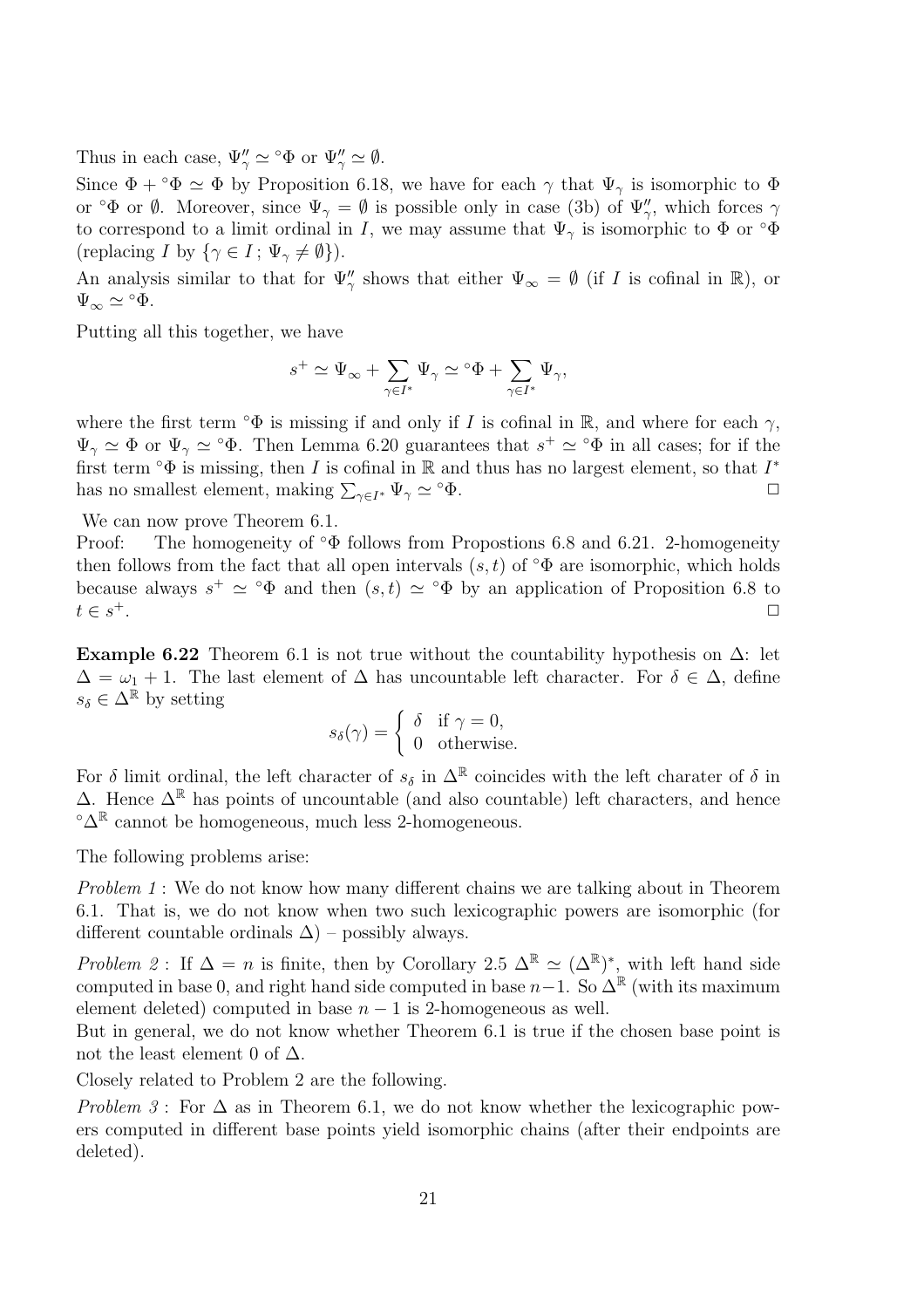Thus in each case, $\Psi''_\gamma \simeq {}^\circ\Phi$ or $\Psi''_\gamma \simeq \emptyset$.

Since $\Phi + {}^\circ\Phi \simeq \Phi$ by Proposition 6.18, we have for each $\gamma$ that $\Psi_\gamma$ is isomorphic to $\Phi$ or ${}^\circ\Phi$ or $\emptyset$. Moreover, since $\Psi_\gamma = \emptyset$ is possible only in case (3b) of $\Psi''_\gamma$, which forces $\gamma$ to correspond to a limit ordinal in $I$, we may assume that $\Psi_\gamma$ is isomorphic to $\Phi$ or ${}^\circ\Phi$ (replacing $I$ by $\{\gamma \in I\,;\, \Psi_\gamma \neq \emptyset\}$).

An analysis similar to that for $\Psi''_\gamma$ shows that either $\Psi_\infty = \emptyset$ (if $I$ is cofinal in $\mathbb{R}$), or $\Psi_\infty \simeq {}^\circ\Phi$.

Putting all this together, we have

$$s^+ \simeq \Psi_\infty + \sum_{\gamma \in I^*} \Psi_\gamma \simeq {}^\circ\Phi + \sum_{\gamma \in I^*} \Psi_\gamma,$$

where the first term ${}^\circ\Phi$ is missing if and only if $I$ is cofinal in $\mathbb{R}$, and where for each $\gamma$, $\Psi_\gamma \simeq \Phi$ or $\Psi_\gamma \simeq {}^\circ\Phi$. Then Lemma 6.20 guarantees that $s^+ \simeq {}^\circ\Phi$ in all cases; for if the first term ${}^\circ\Phi$ is missing, then $I$ is cofinal in $\mathbb{R}$ and thus has no largest element, so that $I^*$ has no smallest element, making $\sum_{\gamma \in I^*} \Psi_\gamma \simeq {}^\circ\Phi$. $\square$

We can now prove Theorem 6.1.

Proof: The homogeneity of ${}^\circ\Phi$ follows from Propostions 6.8 and 6.21. 2-homogeneity then follows from the fact that all open intervals $(s,t)$ of ${}^\circ\Phi$ are isomorphic, which holds because always $s^+ \simeq {}^\circ\Phi$ and then $(s,t) \simeq {}^\circ\Phi$ by an application of Proposition 6.8 to $t \in s^+$. $\square$

**Example 6.22** Theorem 6.1 is not true without the countability hypothesis on $\Delta$: let $\Delta = \omega_1 + 1$. The last element of $\Delta$ has uncountable left character. For $\delta \in \Delta$, define $s_\delta \in \Delta^{\mathbb{R}}$ by setting

$$s_\delta(\gamma) = \begin{cases} \delta & \text{if } \gamma = 0, \\ 0 & \text{otherwise.} \end{cases}$$

For $\delta$ limit ordinal, the left character of $s_\delta$ in $\Delta^{\mathbb{R}}$ coincides with the left charater of $\delta$ in $\Delta$. Hence $\Delta^{\mathbb{R}}$ has points of uncountable (and also countable) left characters, and hence ${}^\circ\Delta^{\mathbb{R}}$ cannot be homogeneous, much less 2-homogeneous.

The following problems arise:

*Problem 1* : We do not know how many different chains we are talking about in Theorem 6.1. That is, we do not know when two such lexicographic powers are isomorphic (for different countable ordinals $\Delta$) – possibly always.

*Problem 2* : If $\Delta = n$ is finite, then by Corollary 2.5 $\Delta^{\mathbb{R}} \simeq (\Delta^{\mathbb{R}})^*$, with left hand side computed in base 0, and right hand side computed in base $n-1$. So $\Delta^{\mathbb{R}}$ (with its maximum element deleted) computed in base $n-1$ is 2-homogeneous as well.

But in general, we do not know whether Theorem 6.1 is true if the chosen base point is not the least element 0 of $\Delta$.

Closely related to Problem 2 are the following.

*Problem 3* : For $\Delta$ as in Theorem 6.1, we do not know whether the lexicographic powers computed in different base points yield isomorphic chains (after their endpoints are deleted).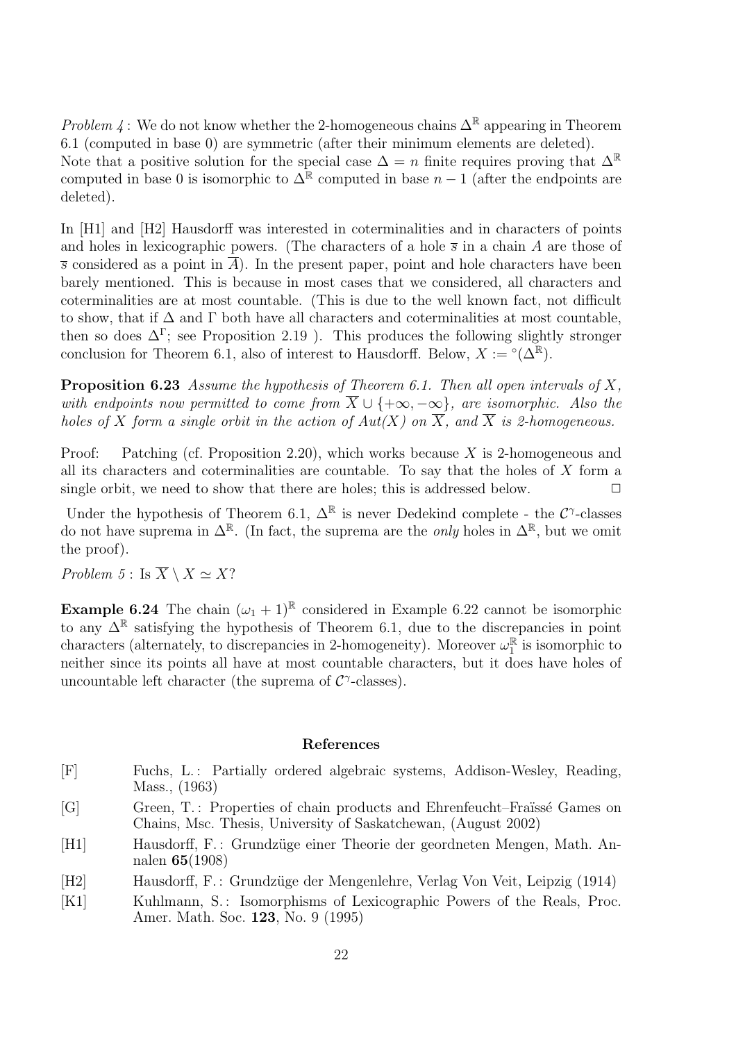*Problem 4* : We do not know whether the 2-homogeneous chains $\Delta^{\mathbb{R}}$ appearing in Theorem 6.1 (computed in base 0) are symmetric (after their minimum elements are deleted). Note that a positive solution for the special case $\Delta = n$ finite requires proving that $\Delta^{\mathbb{R}}$ computed in base 0 is isomorphic to $\Delta^{\mathbb{R}}$ computed in base $n-1$ (after the endpoints are deleted).

In [H1] and [H2] Hausdorff was interested in coterminalities and in characters of points and holes in lexicographic powers. (The characters of a hole $\overline{s}$ in a chain $A$ are those of $\overline{s}$ considered as a point in $\overline{A}$). In the present paper, point and hole characters have been barely mentioned. This is because in most cases that we considered, all characters and coterminalities are at most countable. (This is due to the well known fact, not difficult to show, that if $\Delta$ and $\Gamma$ both have all characters and coterminalities at most countable, then so does $\Delta^{\Gamma}$; see Proposition 2.19 ). This produces the following slightly stronger conclusion for Theorem 6.1, also of interest to Hausdorff. Below, $X := {}^{\circ}(\Delta^{\mathbb{R}})$.

**Proposition 6.23** *Assume the hypothesis of Theorem 6.1. Then all open intervals of $X$, with endpoints now permitted to come from $\overline{X} \cup \{+\infty, -\infty\}$, are isomorphic. Also the holes of $X$ form a single orbit in the action of $Aut(X)$ on $\overline{X}$, and $\overline{X}$ is 2-homogeneous.*

Proof: Patching (cf. Proposition 2.20), which works because $X$ is 2-homogeneous and all its characters and coterminalities are countable. To say that the holes of $X$ form a single orbit, we need to show that there are holes; this is addressed below. $\square$

Under the hypothesis of Theorem 6.1, $\Delta^{\mathbb{R}}$ is never Dedekind complete - the $\mathcal{C}^{\gamma}$-classes do not have suprema in $\Delta^{\mathbb{R}}$. (In fact, the suprema are the *only* holes in $\Delta^{\mathbb{R}}$, but we omit the proof).

*Problem 5* : Is $\overline{X} \setminus X \simeq X$?

**Example 6.24** The chain $(\omega_1 + 1)^{\mathbb{R}}$ considered in Example 6.22 cannot be isomorphic to any $\Delta^{\mathbb{R}}$ satisfying the hypothesis of Theorem 6.1, due to the discrepancies in point characters (alternately, to discrepancies in 2-homogeneity). Moreover $\omega_1^{\mathbb{R}}$ is isomorphic to neither since its points all have at most countable characters, but it does have holes of uncountable left character (the suprema of $\mathcal{C}^{\gamma}$-classes).

## References

[F] Fuchs, L.: Partially ordered algebraic systems, Addison-Wesley, Reading, Mass., (1963)

[G] Green, T.: Properties of chain products and Ehrenfeucht–Fraïssé Games on Chains, Msc. Thesis, University of Saskatchewan, (August 2002)

[H1] Hausdorff, F.: Grundzüge einer Theorie der geordneten Mengen, Math. Annalen **65**(1908)

[H2] Hausdorff, F.: Grundzüge der Mengenlehre, Verlag Von Veit, Leipzig (1914)

[K1] Kuhlmann, S.: Isomorphisms of Lexicographic Powers of the Reals, Proc. Amer. Math. Soc. **123**, No. 9 (1995)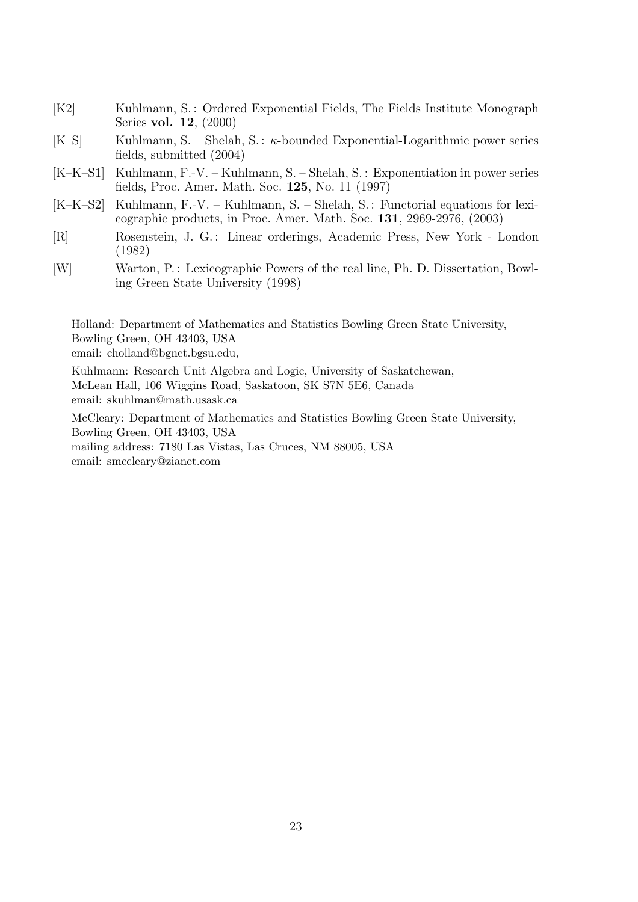[K2] Kuhlmann, S.: Ordered Exponential Fields, The Fields Institute Monograph Series **vol. 12**, (2000)

[K–S] Kuhlmann, S. – Shelah, S.: $\kappa$-bounded Exponential-Logarithmic power series fields, submitted (2004)

[K–K–S1] Kuhlmann, F.-V. – Kuhlmann, S. – Shelah, S.: Exponentiation in power series fields, Proc. Amer. Math. Soc. **125**, No. 11 (1997)

[K–K–S2] Kuhlmann, F.-V. – Kuhlmann, S. – Shelah, S.: Functorial equations for lexicographic products, in Proc. Amer. Math. Soc. **131**, 2969-2976, (2003)

[R] Rosenstein, J. G.: Linear orderings, Academic Press, New York - London (1982)

[W] Warton, P.: Lexicographic Powers of the real line, Ph. D. Dissertation, Bowling Green State University (1998)

Holland: Department of Mathematics and Statistics Bowling Green State University, Bowling Green, OH 43403, USA
email: cholland@bgnet.bgsu.edu,

Kuhlmann: Research Unit Algebra and Logic, University of Saskatchewan, McLean Hall, 106 Wiggins Road, Saskatoon, SK S7N 5E6, Canada
email: skuhlman@math.usask.ca

McCleary: Department of Mathematics and Statistics Bowling Green State University, Bowling Green, OH 43403, USA
mailing address: 7180 Las Vistas, Las Cruces, NM 88005, USA
email: smccleary@zianet.com